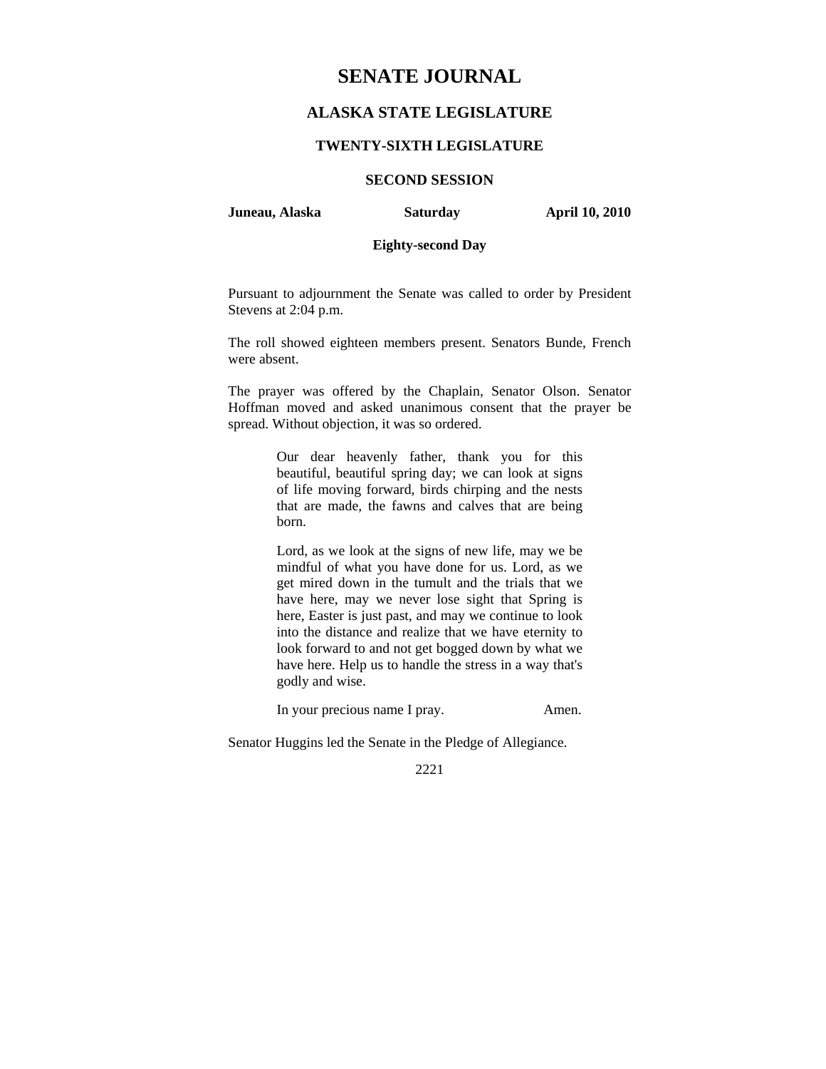# SENATE JOURNAL

## ALASKA STATE LEGISLATURE

### TWENTY-SIXTH LEGISLATURE

### SECOND SESSION

**Juneau, Alaska** **Saturday** **April 10, 2010**

**Eighty-second Day**

Pursuant to adjournment the Senate was called to order by President Stevens at 2:04 p.m.

The roll showed eighteen members present. Senators Bunde, French were absent.

The prayer was offered by the Chaplain, Senator Olson. Senator Hoffman moved and asked unanimous consent that the prayer be spread. Without objection, it was so ordered.

> Our dear heavenly father, thank you for this beautiful, beautiful spring day; we can look at signs of life moving forward, birds chirping and the nests that are made, the fawns and calves that are being born.
>
> Lord, as we look at the signs of new life, may we be mindful of what you have done for us. Lord, as we get mired down in the tumult and the trials that we have here, may we never lose sight that Spring is here, Easter is just past, and may we continue to look into the distance and realize that we have eternity to look forward to and not get bogged down by what we have here. Help us to handle the stress in a way that's godly and wise.
>
> In your precious name I pray. Amen.

Senator Huggins led the Senate in the Pledge of Allegiance.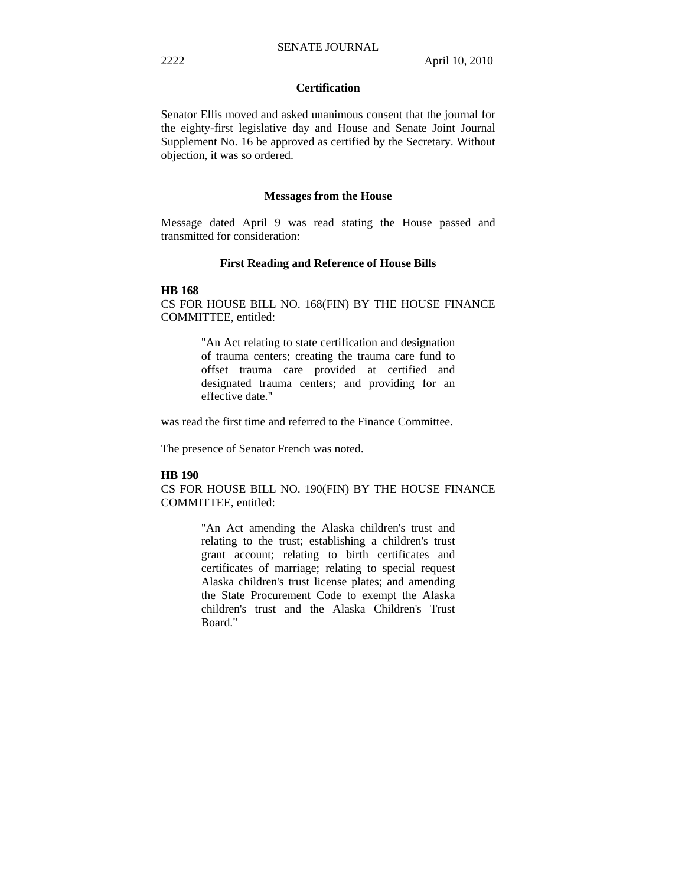## Certification

Senator Ellis moved and asked unanimous consent that the journal for the eighty-first legislative day and House and Senate Joint Journal Supplement No. 16 be approved as certified by the Secretary. Without objection, it was so ordered.

## Messages from the House

Message dated April 9 was read stating the House passed and transmitted for consideration:

### First Reading and Reference of House Bills

**HB 168**
CS FOR HOUSE BILL NO. 168(FIN) BY THE HOUSE FINANCE COMMITTEE, entitled:

> "An Act relating to state certification and designation of trauma centers; creating the trauma care fund to offset trauma care provided at certified and designated trauma centers; and providing for an effective date."

was read the first time and referred to the Finance Committee.

The presence of Senator French was noted.

**HB 190**
CS FOR HOUSE BILL NO. 190(FIN) BY THE HOUSE FINANCE COMMITTEE, entitled:

> "An Act amending the Alaska children's trust and relating to the trust; establishing a children's trust grant account; relating to birth certificates and certificates of marriage; relating to special request Alaska children's trust license plates; and amending the State Procurement Code to exempt the Alaska children's trust and the Alaska Children's Trust Board."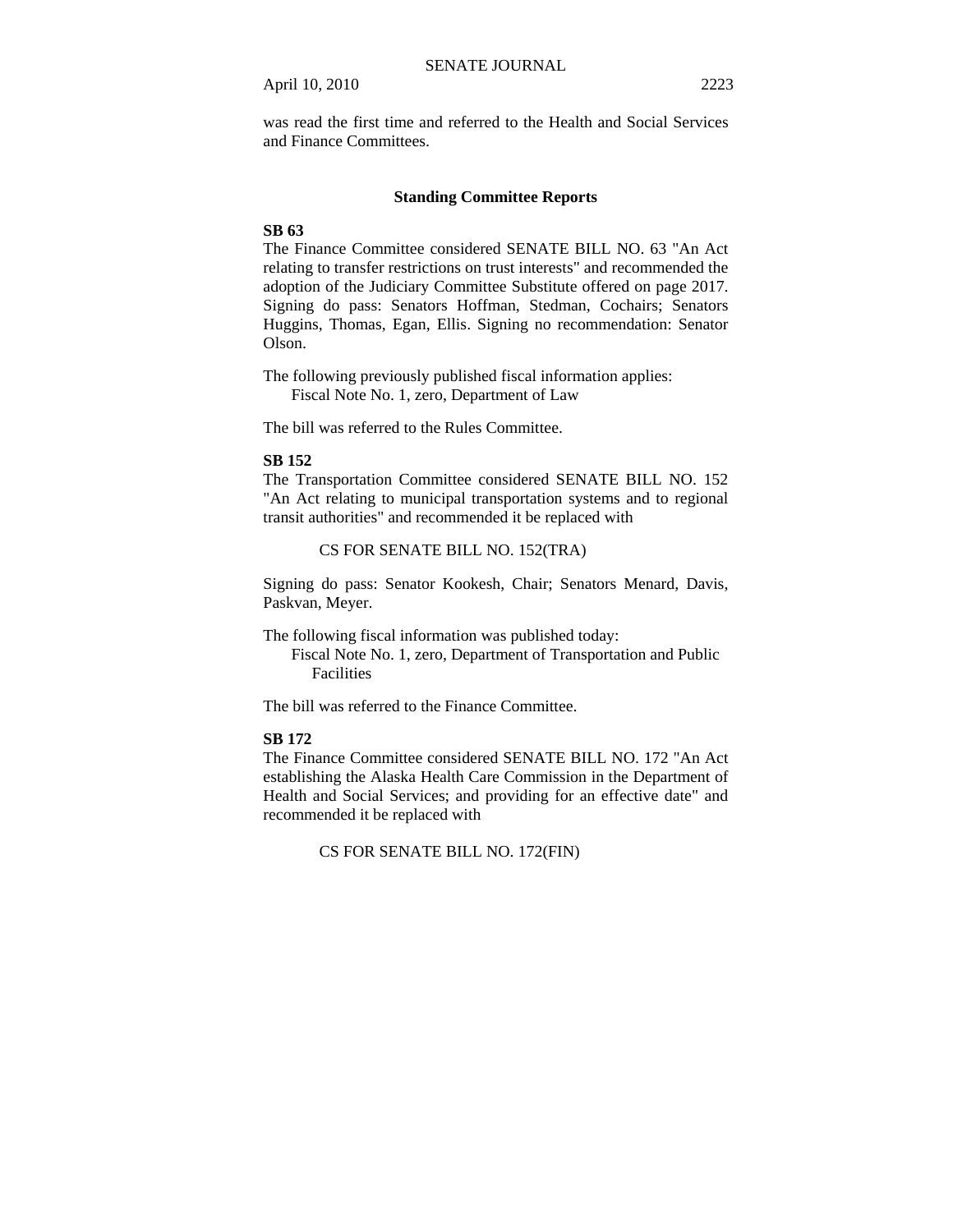was read the first time and referred to the Health and Social Services and Finance Committees.

## Standing Committee Reports

**SB 63**

The Finance Committee considered SENATE BILL NO. 63 "An Act relating to transfer restrictions on trust interests" and recommended the adoption of the Judiciary Committee Substitute offered on page 2017. Signing do pass: Senators Hoffman, Stedman, Cochairs; Senators Huggins, Thomas, Egan, Ellis. Signing no recommendation: Senator Olson.

The following previously published fiscal information applies:
Fiscal Note No. 1, zero, Department of Law

The bill was referred to the Rules Committee.

**SB 152**

The Transportation Committee considered SENATE BILL NO. 152 "An Act relating to municipal transportation systems and to regional transit authorities" and recommended it be replaced with

CS FOR SENATE BILL NO. 152(TRA)

Signing do pass: Senator Kookesh, Chair; Senators Menard, Davis, Paskvan, Meyer.

The following fiscal information was published today:
Fiscal Note No. 1, zero, Department of Transportation and Public Facilities

The bill was referred to the Finance Committee.

**SB 172**

The Finance Committee considered SENATE BILL NO. 172 "An Act establishing the Alaska Health Care Commission in the Department of Health and Social Services; and providing for an effective date" and recommended it be replaced with

CS FOR SENATE BILL NO. 172(FIN)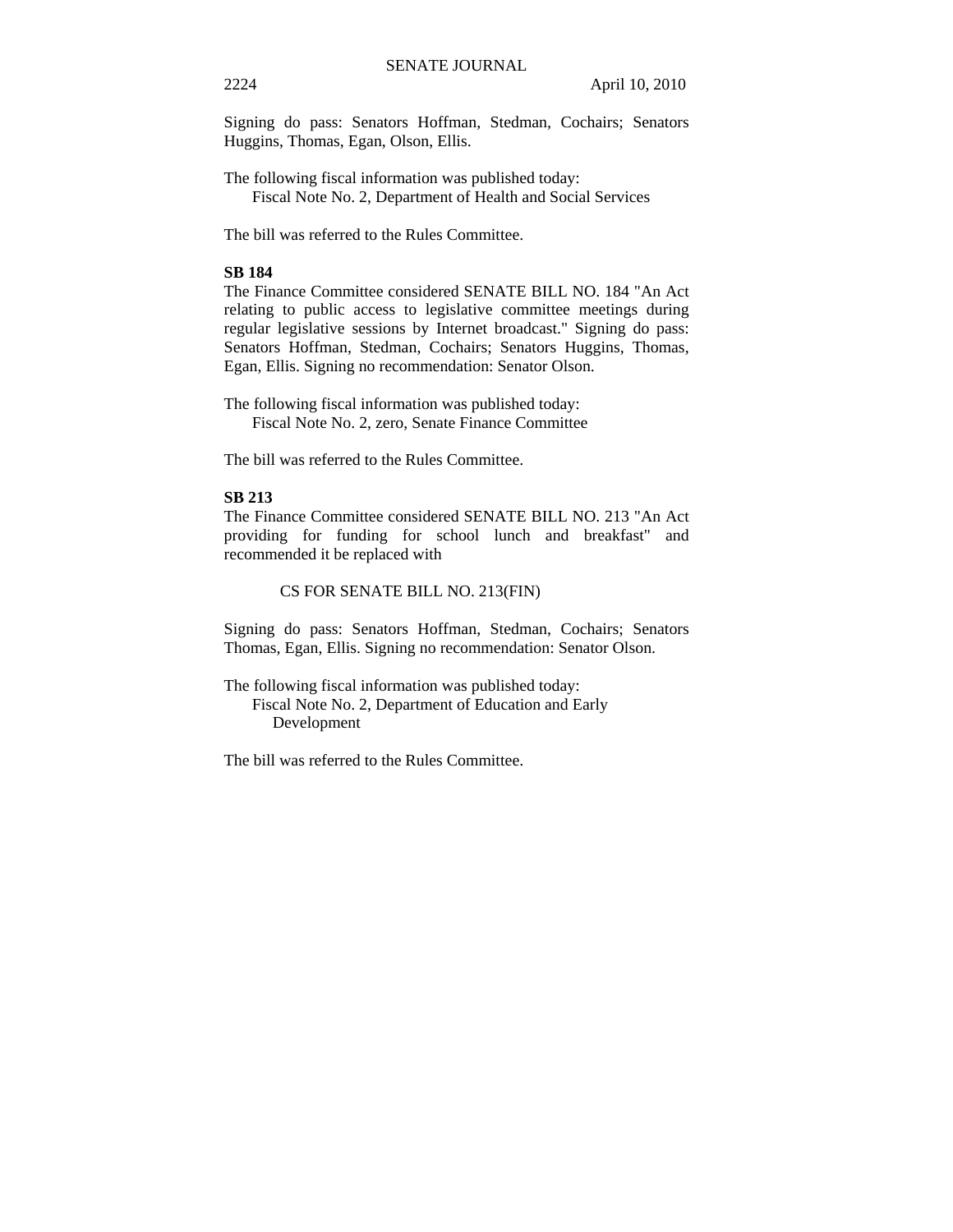Signing do pass: Senators Hoffman, Stedman, Cochairs; Senators Huggins, Thomas, Egan, Olson, Ellis.

The following fiscal information was published today:
  Fiscal Note No. 2, Department of Health and Social Services

The bill was referred to the Rules Committee.

**SB 184**

The Finance Committee considered SENATE BILL NO. 184 "An Act relating to public access to legislative committee meetings during regular legislative sessions by Internet broadcast." Signing do pass: Senators Hoffman, Stedman, Cochairs; Senators Huggins, Thomas, Egan, Ellis. Signing no recommendation: Senator Olson.

The following fiscal information was published today:
  Fiscal Note No. 2, zero, Senate Finance Committee

The bill was referred to the Rules Committee.

**SB 213**

The Finance Committee considered SENATE BILL NO. 213 "An Act providing for funding for school lunch and breakfast" and recommended it be replaced with

CS FOR SENATE BILL NO. 213(FIN)

Signing do pass: Senators Hoffman, Stedman, Cochairs; Senators Thomas, Egan, Ellis. Signing no recommendation: Senator Olson.

The following fiscal information was published today:
  Fiscal Note No. 2, Department of Education and Early Development

The bill was referred to the Rules Committee.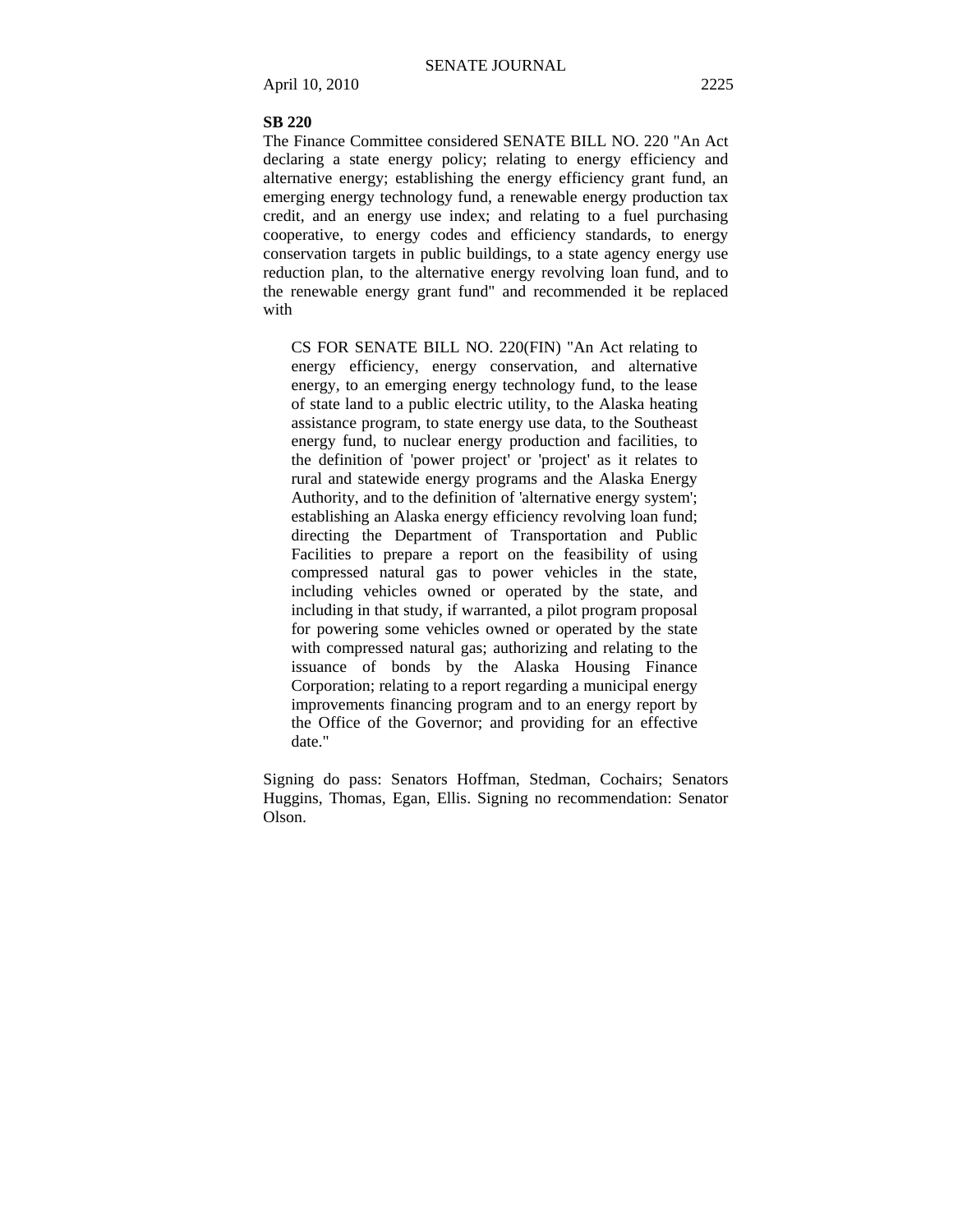**SB 220**

The Finance Committee considered SENATE BILL NO. 220 "An Act declaring a state energy policy; relating to energy efficiency and alternative energy; establishing the energy efficiency grant fund, an emerging energy technology fund, a renewable energy production tax credit, and an energy use index; and relating to a fuel purchasing cooperative, to energy codes and efficiency standards, to energy conservation targets in public buildings, to a state agency energy use reduction plan, to the alternative energy revolving loan fund, and to the renewable energy grant fund" and recommended it be replaced with

> CS FOR SENATE BILL NO. 220(FIN) "An Act relating to energy efficiency, energy conservation, and alternative energy, to an emerging energy technology fund, to the lease of state land to a public electric utility, to the Alaska heating assistance program, to state energy use data, to the Southeast energy fund, to nuclear energy production and facilities, to the definition of 'power project' or 'project' as it relates to rural and statewide energy programs and the Alaska Energy Authority, and to the definition of 'alternative energy system'; establishing an Alaska energy efficiency revolving loan fund; directing the Department of Transportation and Public Facilities to prepare a report on the feasibility of using compressed natural gas to power vehicles in the state, including vehicles owned or operated by the state, and including in that study, if warranted, a pilot program proposal for powering some vehicles owned or operated by the state with compressed natural gas; authorizing and relating to the issuance of bonds by the Alaska Housing Finance Corporation; relating to a report regarding a municipal energy improvements financing program and to an energy report by the Office of the Governor; and providing for an effective date."

Signing do pass: Senators Hoffman, Stedman, Cochairs; Senators Huggins, Thomas, Egan, Ellis. Signing no recommendation: Senator Olson.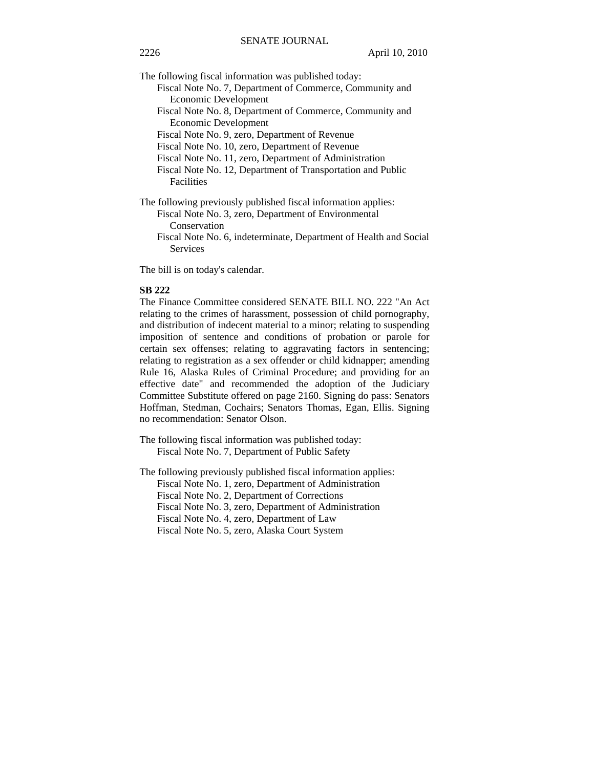The following fiscal information was published today:

- Fiscal Note No. 7, Department of Commerce, Community and Economic Development
- Fiscal Note No. 8, Department of Commerce, Community and Economic Development
- Fiscal Note No. 9, zero, Department of Revenue
- Fiscal Note No. 10, zero, Department of Revenue
- Fiscal Note No. 11, zero, Department of Administration
- Fiscal Note No. 12, Department of Transportation and Public Facilities

The following previously published fiscal information applies:

- Fiscal Note No. 3, zero, Department of Environmental Conservation
- Fiscal Note No. 6, indeterminate, Department of Health and Social Services

The bill is on today's calendar.

**SB 222**

The Finance Committee considered SENATE BILL NO. 222 "An Act relating to the crimes of harassment, possession of child pornography, and distribution of indecent material to a minor; relating to suspending imposition of sentence and conditions of probation or parole for certain sex offenses; relating to aggravating factors in sentencing; relating to registration as a sex offender or child kidnapper; amending Rule 16, Alaska Rules of Criminal Procedure; and providing for an effective date" and recommended the adoption of the Judiciary Committee Substitute offered on page 2160. Signing do pass: Senators Hoffman, Stedman, Cochairs; Senators Thomas, Egan, Ellis. Signing no recommendation: Senator Olson.

The following fiscal information was published today:

- Fiscal Note No. 7, Department of Public Safety

The following previously published fiscal information applies:

- Fiscal Note No. 1, zero, Department of Administration
- Fiscal Note No. 2, Department of Corrections
- Fiscal Note No. 3, zero, Department of Administration
- Fiscal Note No. 4, zero, Department of Law
- Fiscal Note No. 5, zero, Alaska Court System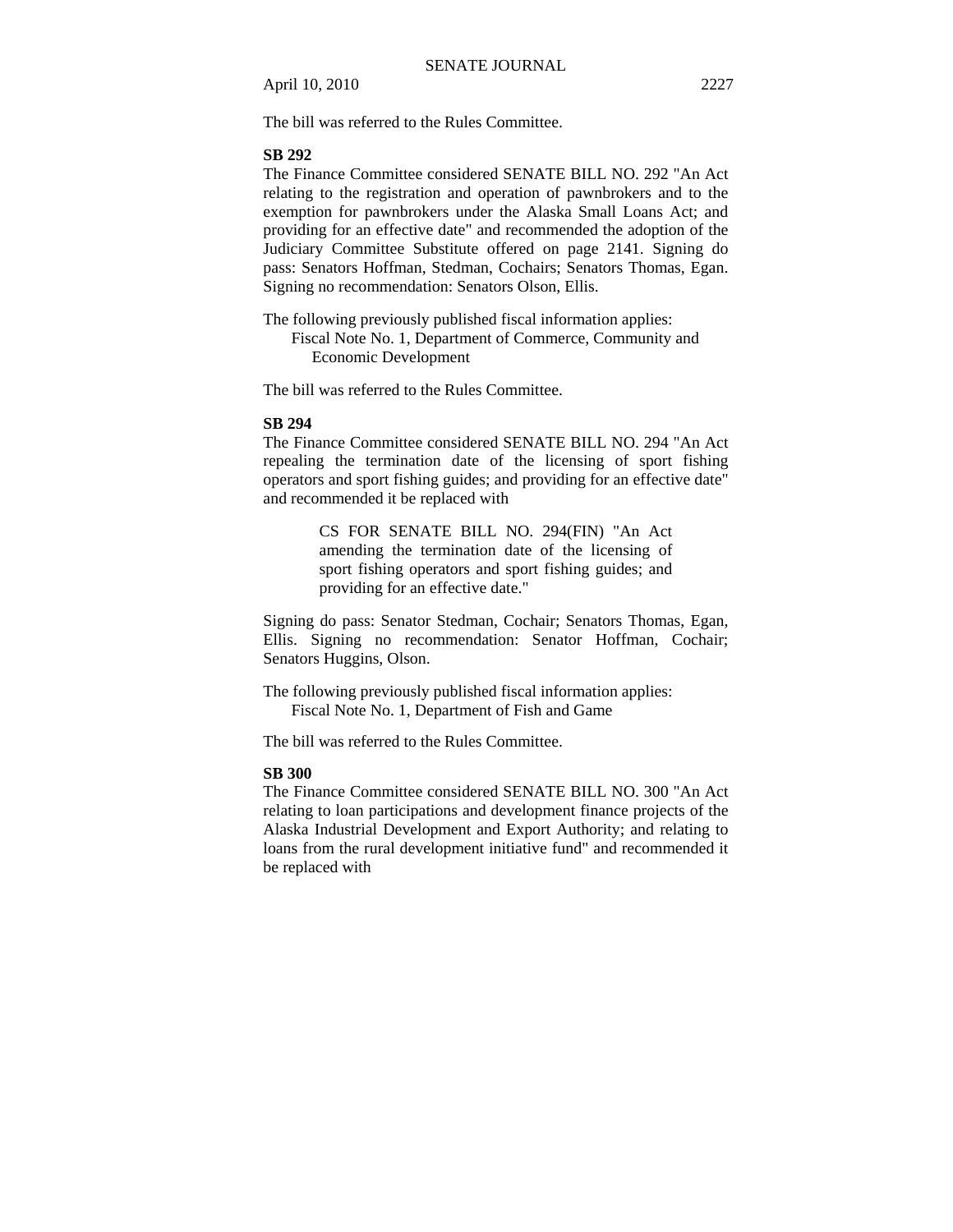The bill was referred to the Rules Committee.

**SB 292**

The Finance Committee considered SENATE BILL NO. 292 "An Act relating to the registration and operation of pawnbrokers and to the exemption for pawnbrokers under the Alaska Small Loans Act; and providing for an effective date" and recommended the adoption of the Judiciary Committee Substitute offered on page 2141. Signing do pass: Senators Hoffman, Stedman, Cochairs; Senators Thomas, Egan. Signing no recommendation: Senators Olson, Ellis.

The following previously published fiscal information applies:

Fiscal Note No. 1, Department of Commerce, Community and Economic Development

The bill was referred to the Rules Committee.

**SB 294**

The Finance Committee considered SENATE BILL NO. 294 "An Act repealing the termination date of the licensing of sport fishing operators and sport fishing guides; and providing for an effective date" and recommended it be replaced with

> CS FOR SENATE BILL NO. 294(FIN) "An Act amending the termination date of the licensing of sport fishing operators and sport fishing guides; and providing for an effective date."

Signing do pass: Senator Stedman, Cochair; Senators Thomas, Egan, Ellis. Signing no recommendation: Senator Hoffman, Cochair; Senators Huggins, Olson.

The following previously published fiscal information applies:

Fiscal Note No. 1, Department of Fish and Game

The bill was referred to the Rules Committee.

**SB 300**

The Finance Committee considered SENATE BILL NO. 300 "An Act relating to loan participations and development finance projects of the Alaska Industrial Development and Export Authority; and relating to loans from the rural development initiative fund" and recommended it be replaced with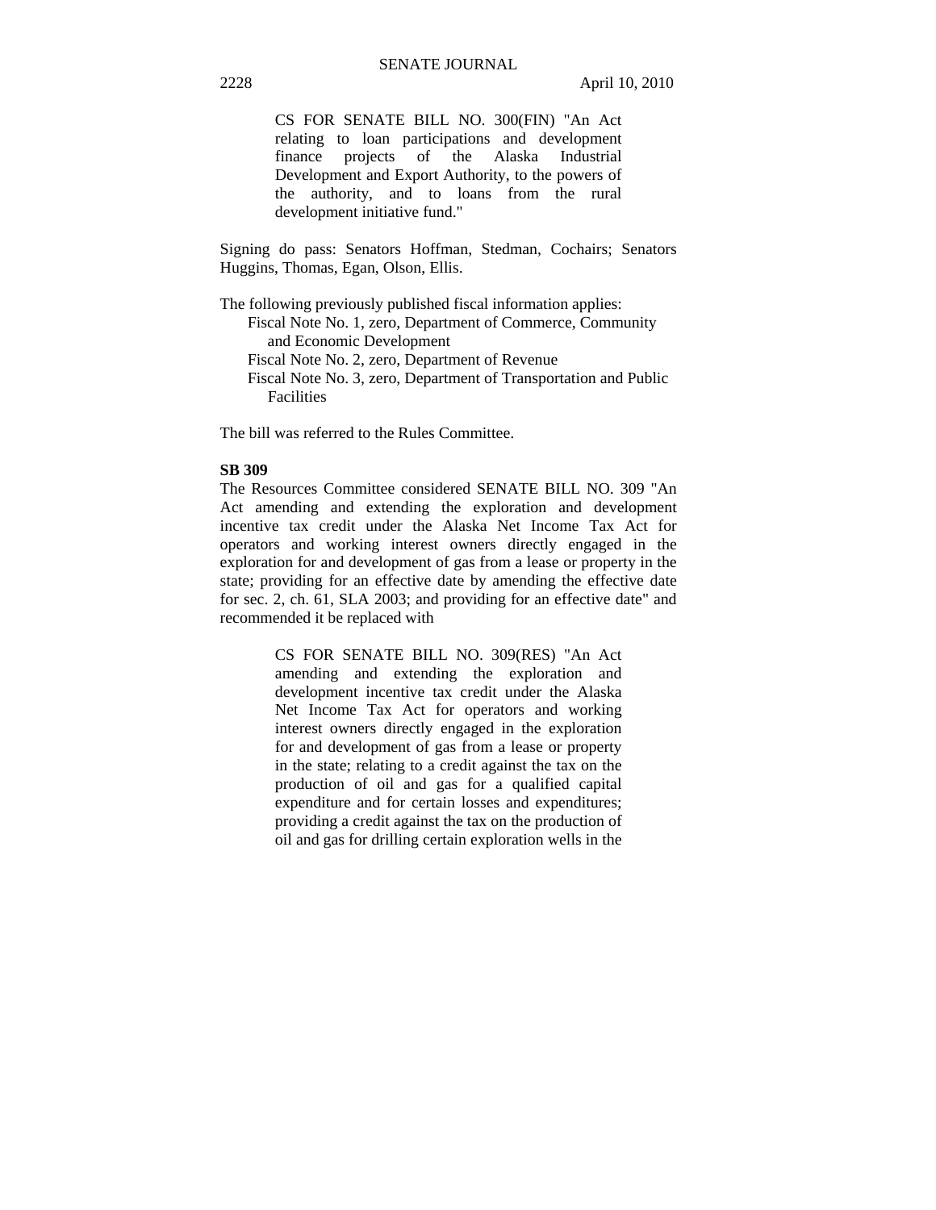> CS FOR SENATE BILL NO. 300(FIN) "An Act relating to loan participations and development finance projects of the Alaska Industrial Development and Export Authority, to the powers of the authority, and to loans from the rural development initiative fund."

Signing do pass: Senators Hoffman, Stedman, Cochairs; Senators Huggins, Thomas, Egan, Olson, Ellis.

The following previously published fiscal information applies:
- Fiscal Note No. 1, zero, Department of Commerce, Community and Economic Development
- Fiscal Note No. 2, zero, Department of Revenue
- Fiscal Note No. 3, zero, Department of Transportation and Public Facilities

The bill was referred to the Rules Committee.

**SB 309**

The Resources Committee considered SENATE BILL NO. 309 "An Act amending and extending the exploration and development incentive tax credit under the Alaska Net Income Tax Act for operators and working interest owners directly engaged in the exploration for and development of gas from a lease or property in the state; providing for an effective date by amending the effective date for sec. 2, ch. 61, SLA 2003; and providing for an effective date" and recommended it be replaced with

> CS FOR SENATE BILL NO. 309(RES) "An Act amending and extending the exploration and development incentive tax credit under the Alaska Net Income Tax Act for operators and working interest owners directly engaged in the exploration for and development of gas from a lease or property in the state; relating to a credit against the tax on the production of oil and gas for a qualified capital expenditure and for certain losses and expenditures; providing a credit against the tax on the production of oil and gas for drilling certain exploration wells in the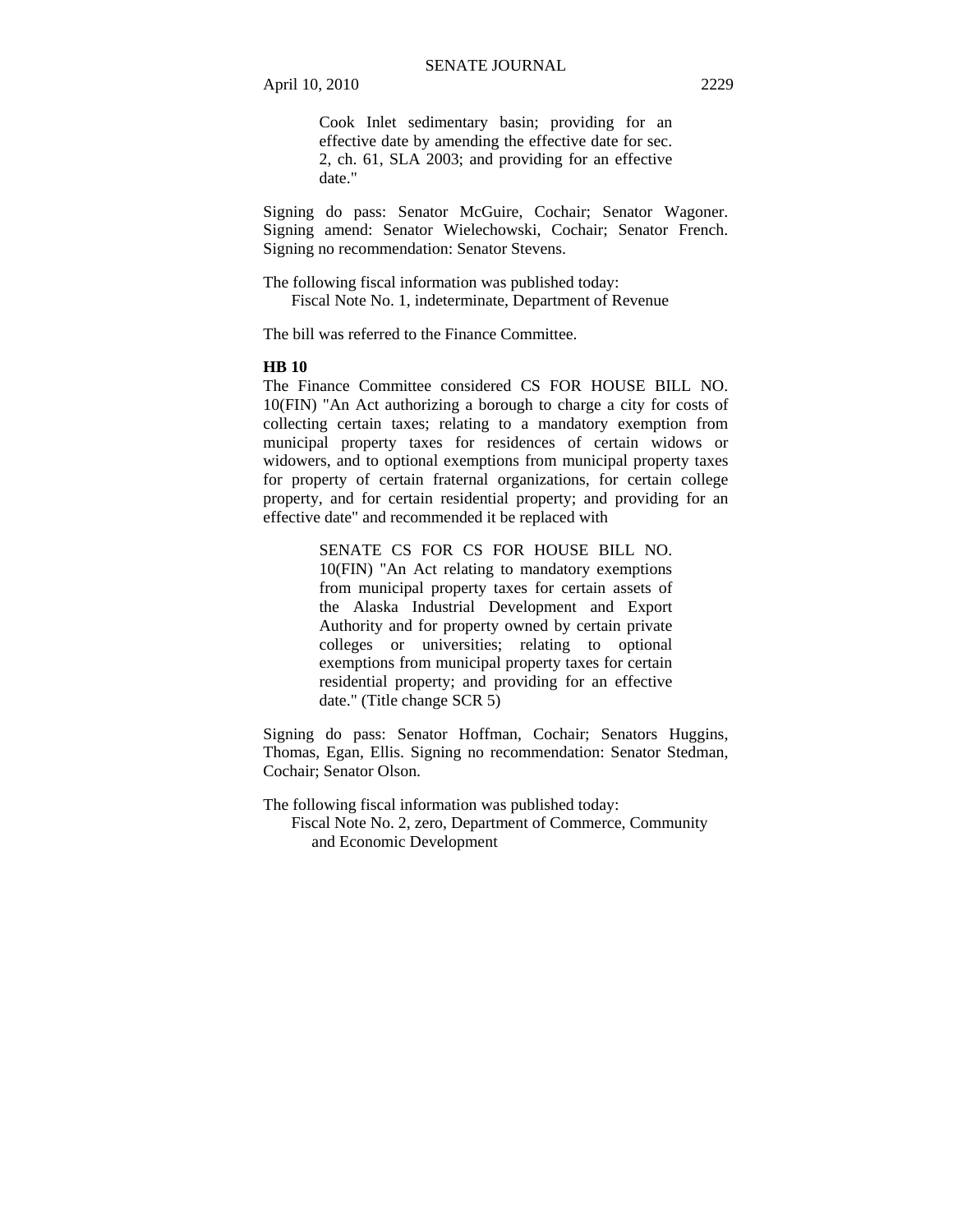Cook Inlet sedimentary basin; providing for an effective date by amending the effective date for sec. 2, ch. 61, SLA 2003; and providing for an effective date."

Signing do pass: Senator McGuire, Cochair; Senator Wagoner. Signing amend: Senator Wielechowski, Cochair; Senator French. Signing no recommendation: Senator Stevens.

The following fiscal information was published today:
Fiscal Note No. 1, indeterminate, Department of Revenue

The bill was referred to the Finance Committee.

**HB 10**

The Finance Committee considered CS FOR HOUSE BILL NO. 10(FIN) "An Act authorizing a borough to charge a city for costs of collecting certain taxes; relating to a mandatory exemption from municipal property taxes for residences of certain widows or widowers, and to optional exemptions from municipal property taxes for property of certain fraternal organizations, for certain college property, and for certain residential property; and providing for an effective date" and recommended it be replaced with

> SENATE CS FOR CS FOR HOUSE BILL NO. 10(FIN) "An Act relating to mandatory exemptions from municipal property taxes for certain assets of the Alaska Industrial Development and Export Authority and for property owned by certain private colleges or universities; relating to optional exemptions from municipal property taxes for certain residential property; and providing for an effective date." (Title change SCR 5)

Signing do pass: Senator Hoffman, Cochair; Senators Huggins, Thomas, Egan, Ellis. Signing no recommendation: Senator Stedman, Cochair; Senator Olson.

The following fiscal information was published today:
Fiscal Note No. 2, zero, Department of Commerce, Community and Economic Development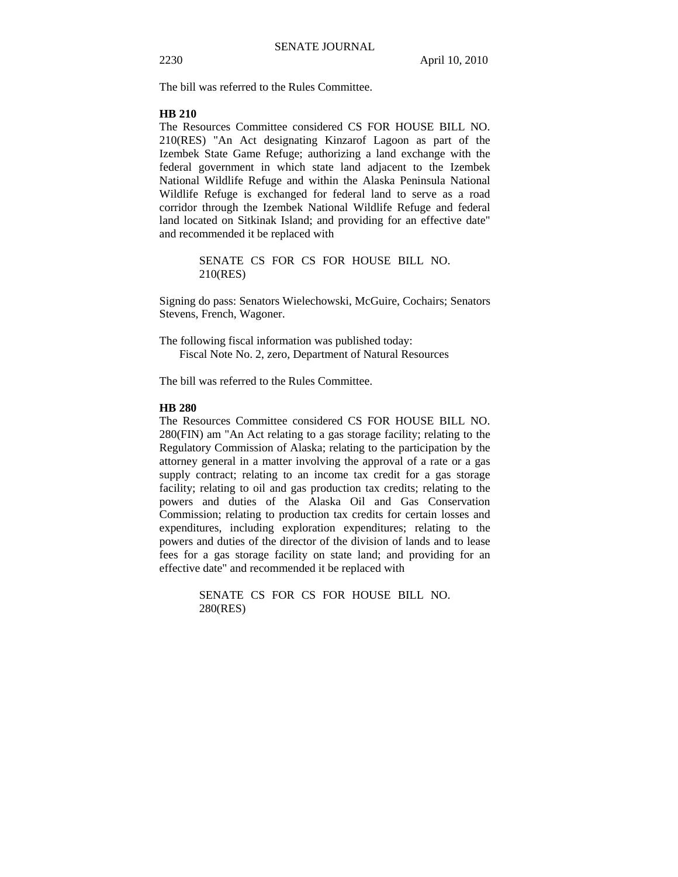The bill was referred to the Rules Committee.

**HB 210**

The Resources Committee considered CS FOR HOUSE BILL NO. 210(RES) "An Act designating Kinzarof Lagoon as part of the Izembek State Game Refuge; authorizing a land exchange with the federal government in which state land adjacent to the Izembek National Wildlife Refuge and within the Alaska Peninsula National Wildlife Refuge is exchanged for federal land to serve as a road corridor through the Izembek National Wildlife Refuge and federal land located on Sitkinak Island; and providing for an effective date" and recommended it be replaced with

> SENATE CS FOR CS FOR HOUSE BILL NO. 210(RES)

Signing do pass: Senators Wielechowski, McGuire, Cochairs; Senators Stevens, French, Wagoner.

The following fiscal information was published today:
Fiscal Note No. 2, zero, Department of Natural Resources

The bill was referred to the Rules Committee.

**HB 280**

The Resources Committee considered CS FOR HOUSE BILL NO. 280(FIN) am "An Act relating to a gas storage facility; relating to the Regulatory Commission of Alaska; relating to the participation by the attorney general in a matter involving the approval of a rate or a gas supply contract; relating to an income tax credit for a gas storage facility; relating to oil and gas production tax credits; relating to the powers and duties of the Alaska Oil and Gas Conservation Commission; relating to production tax credits for certain losses and expenditures, including exploration expenditures; relating to the powers and duties of the director of the division of lands and to lease fees for a gas storage facility on state land; and providing for an effective date" and recommended it be replaced with

> SENATE CS FOR CS FOR HOUSE BILL NO. 280(RES)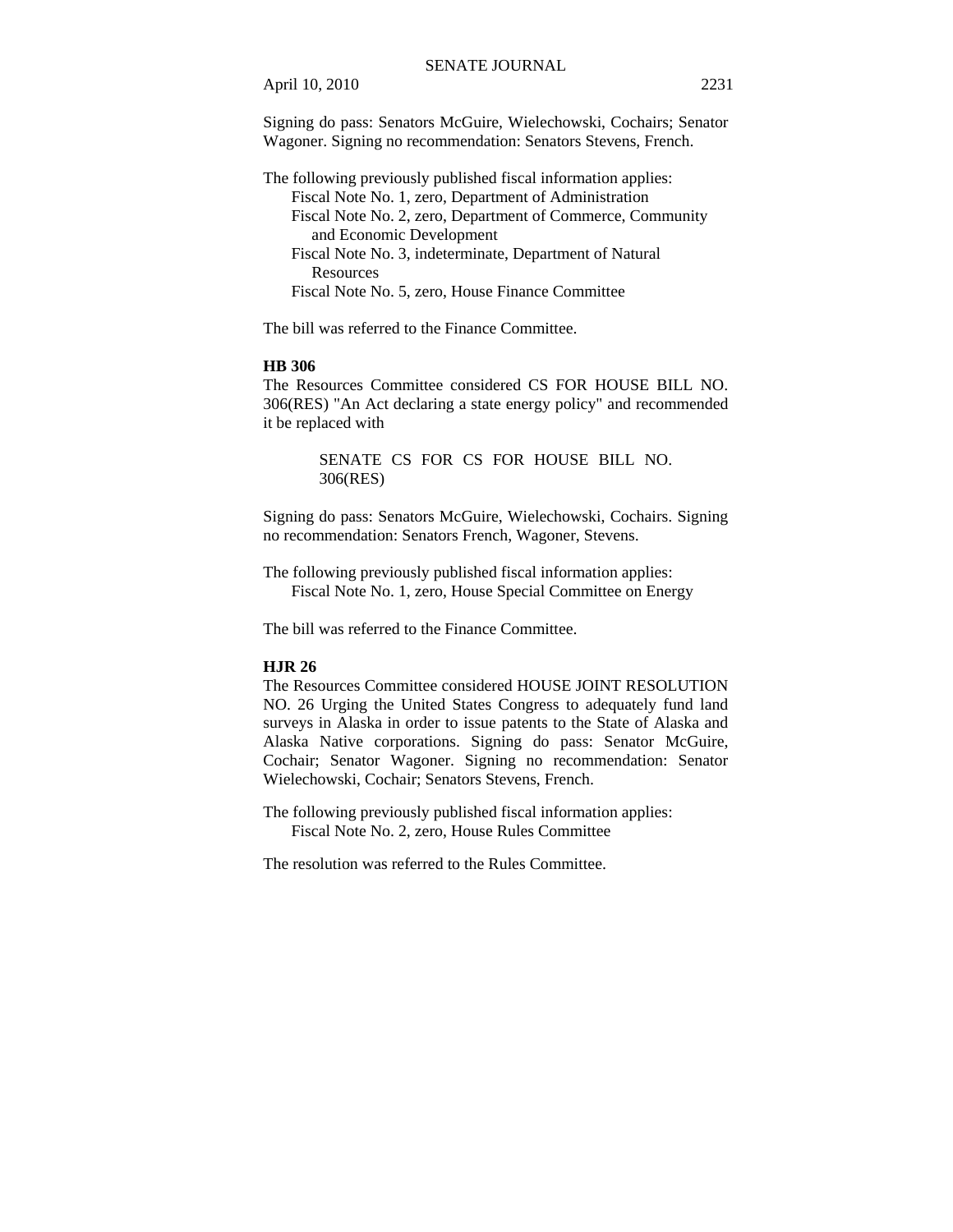Signing do pass: Senators McGuire, Wielechowski, Cochairs; Senator Wagoner. Signing no recommendation: Senators Stevens, French.

The following previously published fiscal information applies:

Fiscal Note No. 1, zero, Department of Administration
Fiscal Note No. 2, zero, Department of Commerce, Community and Economic Development
Fiscal Note No. 3, indeterminate, Department of Natural Resources
Fiscal Note No. 5, zero, House Finance Committee

The bill was referred to the Finance Committee.

**HB 306**

The Resources Committee considered CS FOR HOUSE BILL NO. 306(RES) "An Act declaring a state energy policy" and recommended it be replaced with

> SENATE CS FOR CS FOR HOUSE BILL NO. 306(RES)

Signing do pass: Senators McGuire, Wielechowski, Cochairs. Signing no recommendation: Senators French, Wagoner, Stevens.

The following previously published fiscal information applies:

Fiscal Note No. 1, zero, House Special Committee on Energy

The bill was referred to the Finance Committee.

**HJR 26**

The Resources Committee considered HOUSE JOINT RESOLUTION NO. 26 Urging the United States Congress to adequately fund land surveys in Alaska in order to issue patents to the State of Alaska and Alaska Native corporations. Signing do pass: Senator McGuire, Cochair; Senator Wagoner. Signing no recommendation: Senator Wielechowski, Cochair; Senators Stevens, French.

The following previously published fiscal information applies:

Fiscal Note No. 2, zero, House Rules Committee

The resolution was referred to the Rules Committee.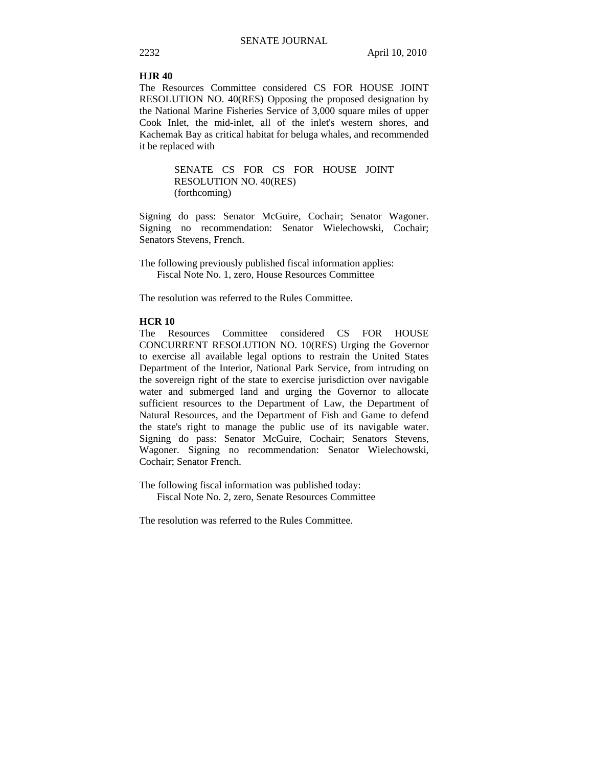**HJR 40**

The Resources Committee considered CS FOR HOUSE JOINT RESOLUTION NO. 40(RES) Opposing the proposed designation by the National Marine Fisheries Service of 3,000 square miles of upper Cook Inlet, the mid-inlet, all of the inlet's western shores, and Kachemak Bay as critical habitat for beluga whales, and recommended it be replaced with

> SENATE CS FOR CS FOR HOUSE JOINT RESOLUTION NO. 40(RES)
> (forthcoming)

Signing do pass: Senator McGuire, Cochair; Senator Wagoner. Signing no recommendation: Senator Wielechowski, Cochair; Senators Stevens, French.

The following previously published fiscal information applies:
Fiscal Note No. 1, zero, House Resources Committee

The resolution was referred to the Rules Committee.

**HCR 10**

The Resources Committee considered CS FOR HOUSE CONCURRENT RESOLUTION NO. 10(RES) Urging the Governor to exercise all available legal options to restrain the United States Department of the Interior, National Park Service, from intruding on the sovereign right of the state to exercise jurisdiction over navigable water and submerged land and urging the Governor to allocate sufficient resources to the Department of Law, the Department of Natural Resources, and the Department of Fish and Game to defend the state's right to manage the public use of its navigable water. Signing do pass: Senator McGuire, Cochair; Senators Stevens, Wagoner. Signing no recommendation: Senator Wielechowski, Cochair; Senator French.

The following fiscal information was published today:
Fiscal Note No. 2, zero, Senate Resources Committee

The resolution was referred to the Rules Committee.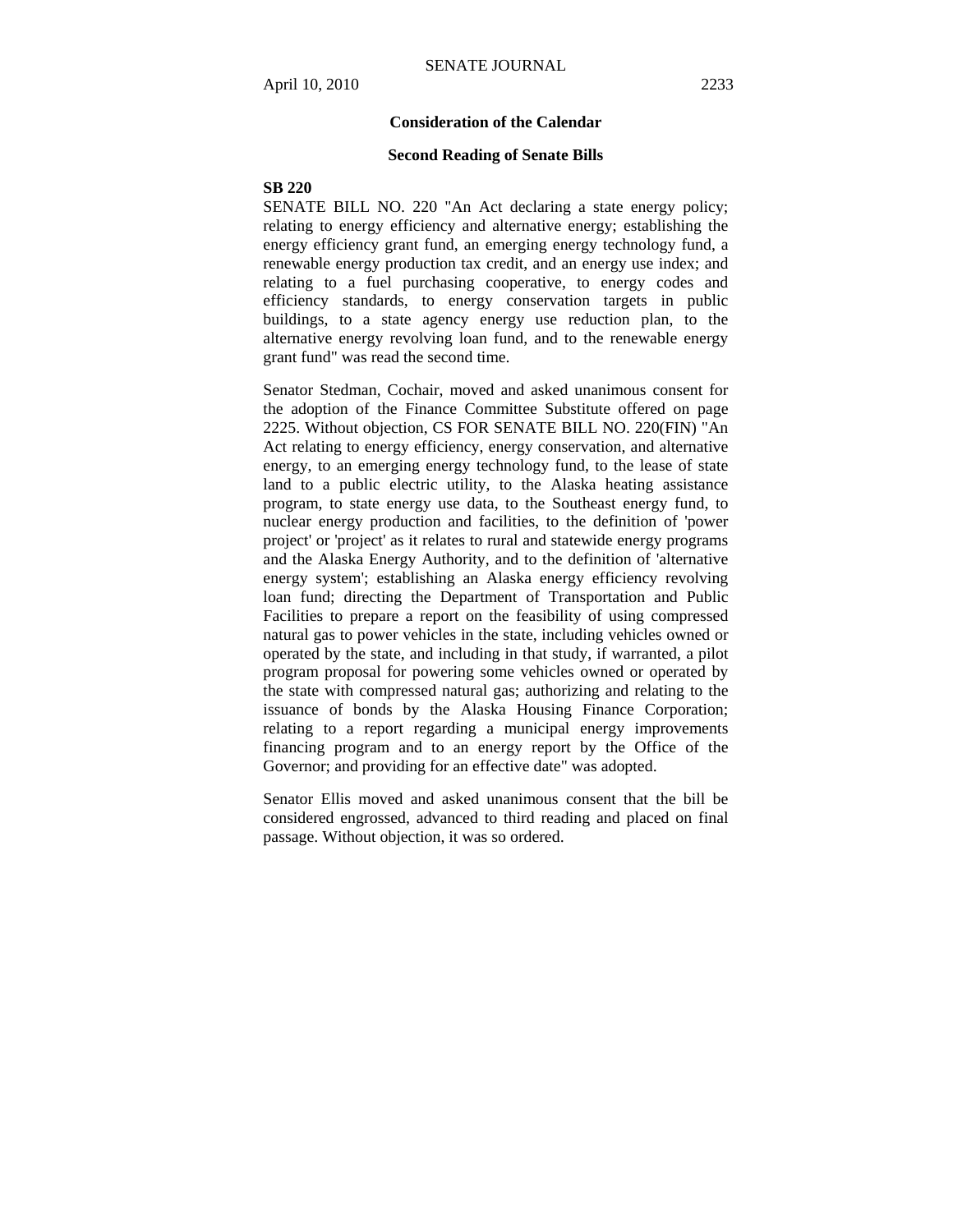## Consideration of the Calendar

### Second Reading of Senate Bills

**SB 220**

SENATE BILL NO. 220 "An Act declaring a state energy policy; relating to energy efficiency and alternative energy; establishing the energy efficiency grant fund, an emerging energy technology fund, a renewable energy production tax credit, and an energy use index; and relating to a fuel purchasing cooperative, to energy codes and efficiency standards, to energy conservation targets in public buildings, to a state agency energy use reduction plan, to the alternative energy revolving loan fund, and to the renewable energy grant fund" was read the second time.

Senator Stedman, Cochair, moved and asked unanimous consent for the adoption of the Finance Committee Substitute offered on page 2225. Without objection, CS FOR SENATE BILL NO. 220(FIN) "An Act relating to energy efficiency, energy conservation, and alternative energy, to an emerging energy technology fund, to the lease of state land to a public electric utility, to the Alaska heating assistance program, to state energy use data, to the Southeast energy fund, to nuclear energy production and facilities, to the definition of 'power project' or 'project' as it relates to rural and statewide energy programs and the Alaska Energy Authority, and to the definition of 'alternative energy system'; establishing an Alaska energy efficiency revolving loan fund; directing the Department of Transportation and Public Facilities to prepare a report on the feasibility of using compressed natural gas to power vehicles in the state, including vehicles owned or operated by the state, and including in that study, if warranted, a pilot program proposal for powering some vehicles owned or operated by the state with compressed natural gas; authorizing and relating to the issuance of bonds by the Alaska Housing Finance Corporation; relating to a report regarding a municipal energy improvements financing program and to an energy report by the Office of the Governor; and providing for an effective date" was adopted.

Senator Ellis moved and asked unanimous consent that the bill be considered engrossed, advanced to third reading and placed on final passage. Without objection, it was so ordered.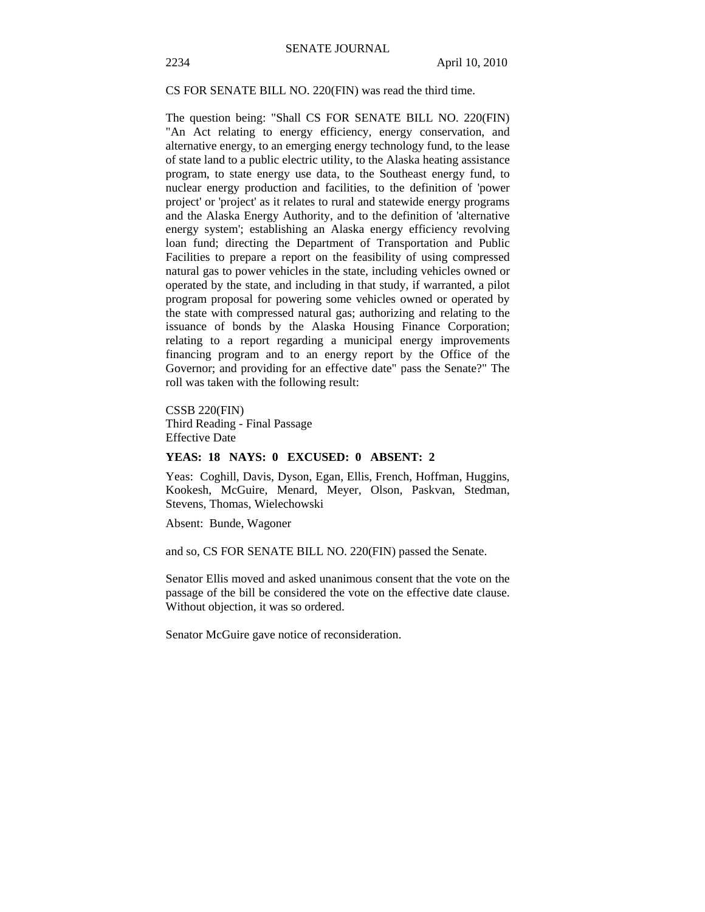CS FOR SENATE BILL NO. 220(FIN) was read the third time.

The question being: "Shall CS FOR SENATE BILL NO. 220(FIN) "An Act relating to energy efficiency, energy conservation, and alternative energy, to an emerging energy technology fund, to the lease of state land to a public electric utility, to the Alaska heating assistance program, to state energy use data, to the Southeast energy fund, to nuclear energy production and facilities, to the definition of 'power project' or 'project' as it relates to rural and statewide energy programs and the Alaska Energy Authority, and to the definition of 'alternative energy system'; establishing an Alaska energy efficiency revolving loan fund; directing the Department of Transportation and Public Facilities to prepare a report on the feasibility of using compressed natural gas to power vehicles in the state, including vehicles owned or operated by the state, and including in that study, if warranted, a pilot program proposal for powering some vehicles owned or operated by the state with compressed natural gas; authorizing and relating to the issuance of bonds by the Alaska Housing Finance Corporation; relating to a report regarding a municipal energy improvements financing program and to an energy report by the Office of the Governor; and providing for an effective date" pass the Senate?" The roll was taken with the following result:

CSSB 220(FIN)
Third Reading - Final Passage
Effective Date

**YEAS: 18 NAYS: 0 EXCUSED: 0 ABSENT: 2**

Yeas: Coghill, Davis, Dyson, Egan, Ellis, French, Hoffman, Huggins, Kookesh, McGuire, Menard, Meyer, Olson, Paskvan, Stedman, Stevens, Thomas, Wielechowski

Absent: Bunde, Wagoner

and so, CS FOR SENATE BILL NO. 220(FIN) passed the Senate.

Senator Ellis moved and asked unanimous consent that the vote on the passage of the bill be considered the vote on the effective date clause. Without objection, it was so ordered.

Senator McGuire gave notice of reconsideration.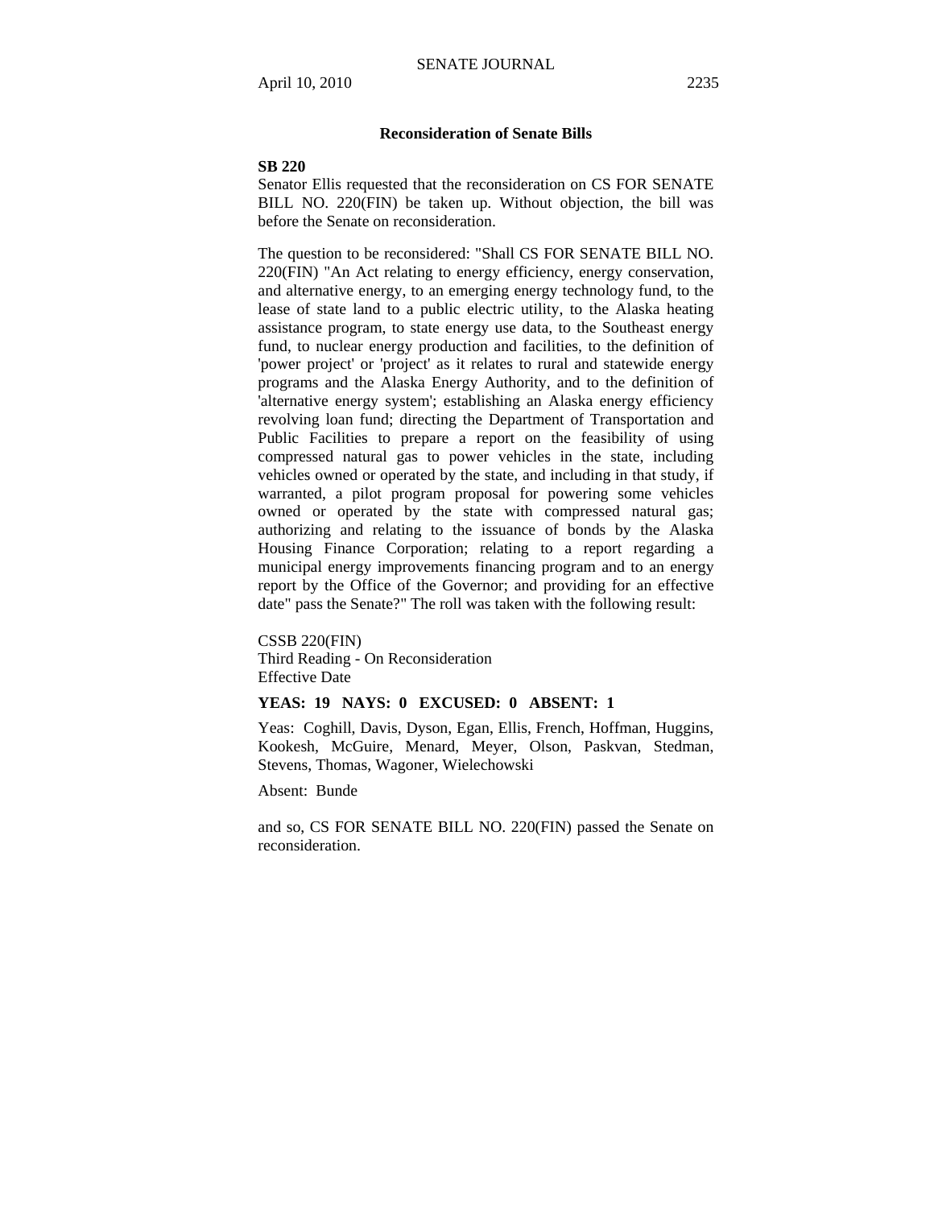### Reconsideration of Senate Bills

**SB 220**

Senator Ellis requested that the reconsideration on CS FOR SENATE BILL NO. 220(FIN) be taken up. Without objection, the bill was before the Senate on reconsideration.

The question to be reconsidered: "Shall CS FOR SENATE BILL NO. 220(FIN) "An Act relating to energy efficiency, energy conservation, and alternative energy, to an emerging energy technology fund, to the lease of state land to a public electric utility, to the Alaska heating assistance program, to state energy use data, to the Southeast energy fund, to nuclear energy production and facilities, to the definition of 'power project' or 'project' as it relates to rural and statewide energy programs and the Alaska Energy Authority, and to the definition of 'alternative energy system'; establishing an Alaska energy efficiency revolving loan fund; directing the Department of Transportation and Public Facilities to prepare a report on the feasibility of using compressed natural gas to power vehicles in the state, including vehicles owned or operated by the state, and including in that study, if warranted, a pilot program proposal for powering some vehicles owned or operated by the state with compressed natural gas; authorizing and relating to the issuance of bonds by the Alaska Housing Finance Corporation; relating to a report regarding a municipal energy improvements financing program and to an energy report by the Office of the Governor; and providing for an effective date" pass the Senate?" The roll was taken with the following result:

CSSB 220(FIN)
Third Reading - On Reconsideration
Effective Date

**YEAS: 19 NAYS: 0 EXCUSED: 0 ABSENT: 1**

Yeas: Coghill, Davis, Dyson, Egan, Ellis, French, Hoffman, Huggins, Kookesh, McGuire, Menard, Meyer, Olson, Paskvan, Stedman, Stevens, Thomas, Wagoner, Wielechowski

Absent: Bunde

and so, CS FOR SENATE BILL NO. 220(FIN) passed the Senate on reconsideration.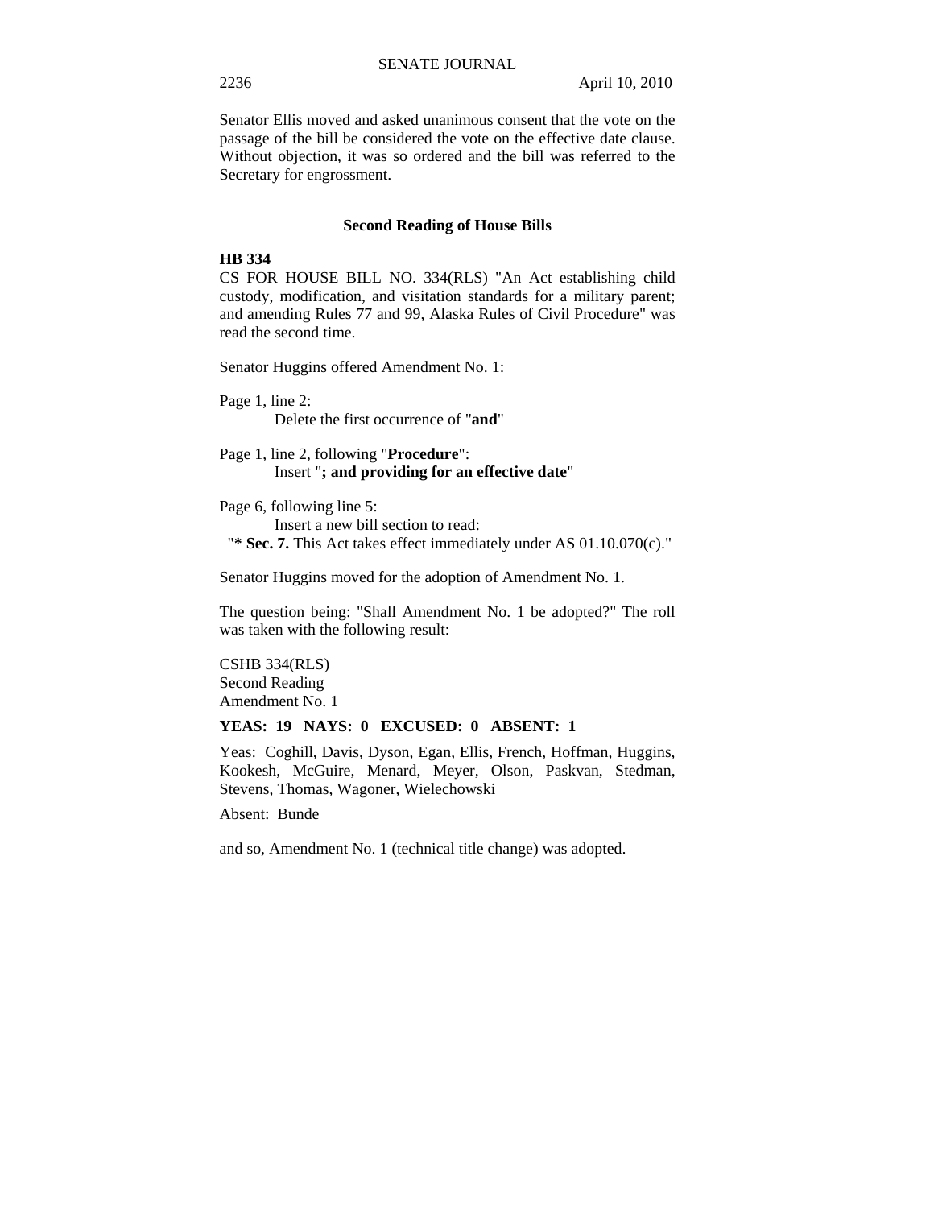Senator Ellis moved and asked unanimous consent that the vote on the passage of the bill be considered the vote on the effective date clause. Without objection, it was so ordered and the bill was referred to the Secretary for engrossment.

### Second Reading of House Bills

**HB 334**

CS FOR HOUSE BILL NO. 334(RLS) "An Act establishing child custody, modification, and visitation standards for a military parent; and amending Rules 77 and 99, Alaska Rules of Civil Procedure" was read the second time.

Senator Huggins offered Amendment No. 1:

Page 1, line 2:
Delete the first occurrence of "**and**"

Page 1, line 2, following "**Procedure**":
Insert "**; and providing for an effective date**"

Page 6, following line 5:
Insert a new bill section to read:
"**\* Sec. 7.** This Act takes effect immediately under AS 01.10.070(c)."

Senator Huggins moved for the adoption of Amendment No. 1.

The question being: "Shall Amendment No. 1 be adopted?" The roll was taken with the following result:

CSHB 334(RLS)
Second Reading
Amendment No. 1

**YEAS: 19 NAYS: 0 EXCUSED: 0 ABSENT: 1**

Yeas: Coghill, Davis, Dyson, Egan, Ellis, French, Hoffman, Huggins, Kookesh, McGuire, Menard, Meyer, Olson, Paskvan, Stedman, Stevens, Thomas, Wagoner, Wielechowski

Absent: Bunde

and so, Amendment No. 1 (technical title change) was adopted.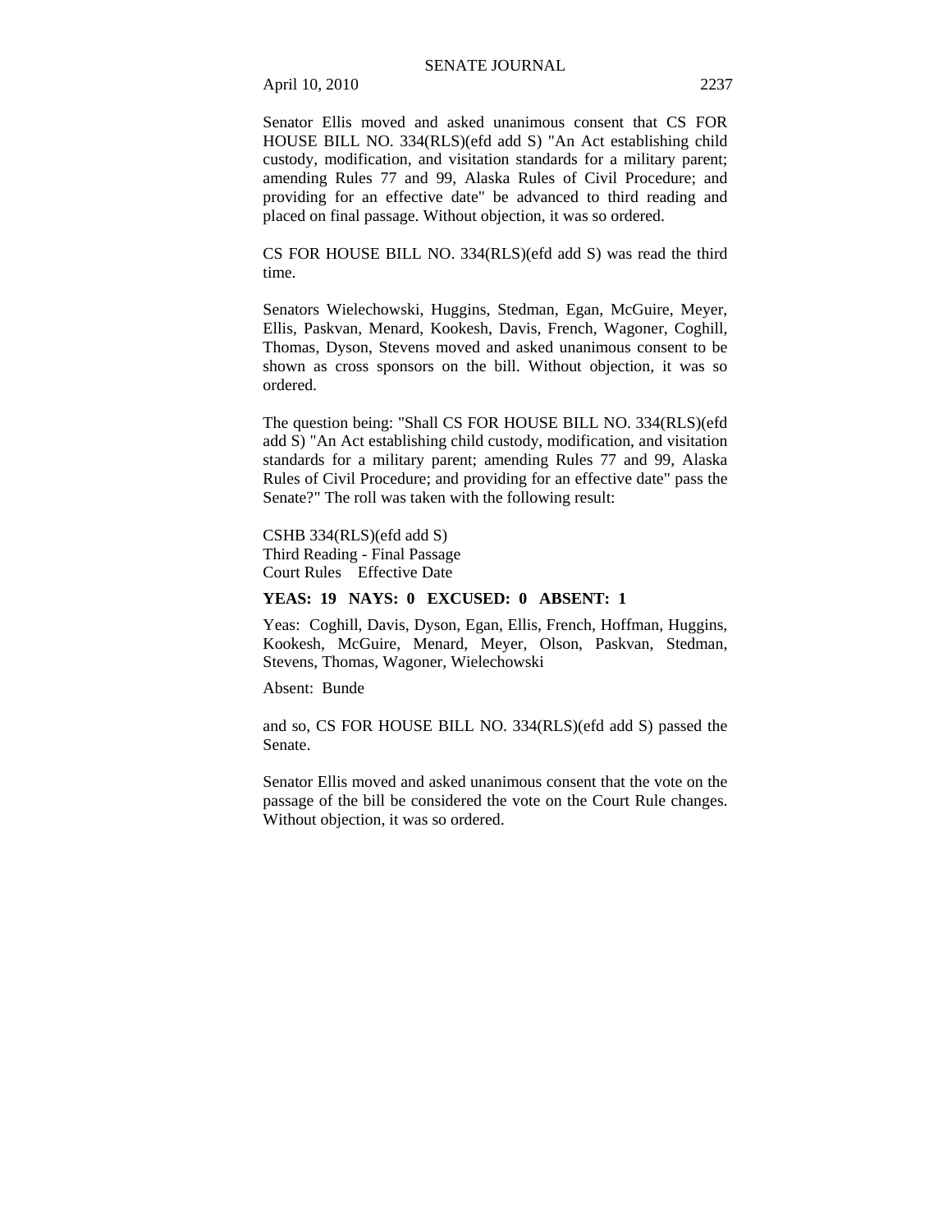Senator Ellis moved and asked unanimous consent that CS FOR HOUSE BILL NO. 334(RLS)(efd add S) "An Act establishing child custody, modification, and visitation standards for a military parent; amending Rules 77 and 99, Alaska Rules of Civil Procedure; and providing for an effective date" be advanced to third reading and placed on final passage. Without objection, it was so ordered.

CS FOR HOUSE BILL NO. 334(RLS)(efd add S) was read the third time.

Senators Wielechowski, Huggins, Stedman, Egan, McGuire, Meyer, Ellis, Paskvan, Menard, Kookesh, Davis, French, Wagoner, Coghill, Thomas, Dyson, Stevens moved and asked unanimous consent to be shown as cross sponsors on the bill. Without objection, it was so ordered.

The question being: "Shall CS FOR HOUSE BILL NO. 334(RLS)(efd add S) "An Act establishing child custody, modification, and visitation standards for a military parent; amending Rules 77 and 99, Alaska Rules of Civil Procedure; and providing for an effective date" pass the Senate?" The roll was taken with the following result:

CSHB 334(RLS)(efd add S)
Third Reading - Final Passage
Court Rules    Effective Date

**YEAS: 19 NAYS: 0 EXCUSED: 0 ABSENT: 1**

Yeas: Coghill, Davis, Dyson, Egan, Ellis, French, Hoffman, Huggins, Kookesh, McGuire, Menard, Meyer, Olson, Paskvan, Stedman, Stevens, Thomas, Wagoner, Wielechowski

Absent: Bunde

and so, CS FOR HOUSE BILL NO. 334(RLS)(efd add S) passed the Senate.

Senator Ellis moved and asked unanimous consent that the vote on the passage of the bill be considered the vote on the Court Rule changes. Without objection, it was so ordered.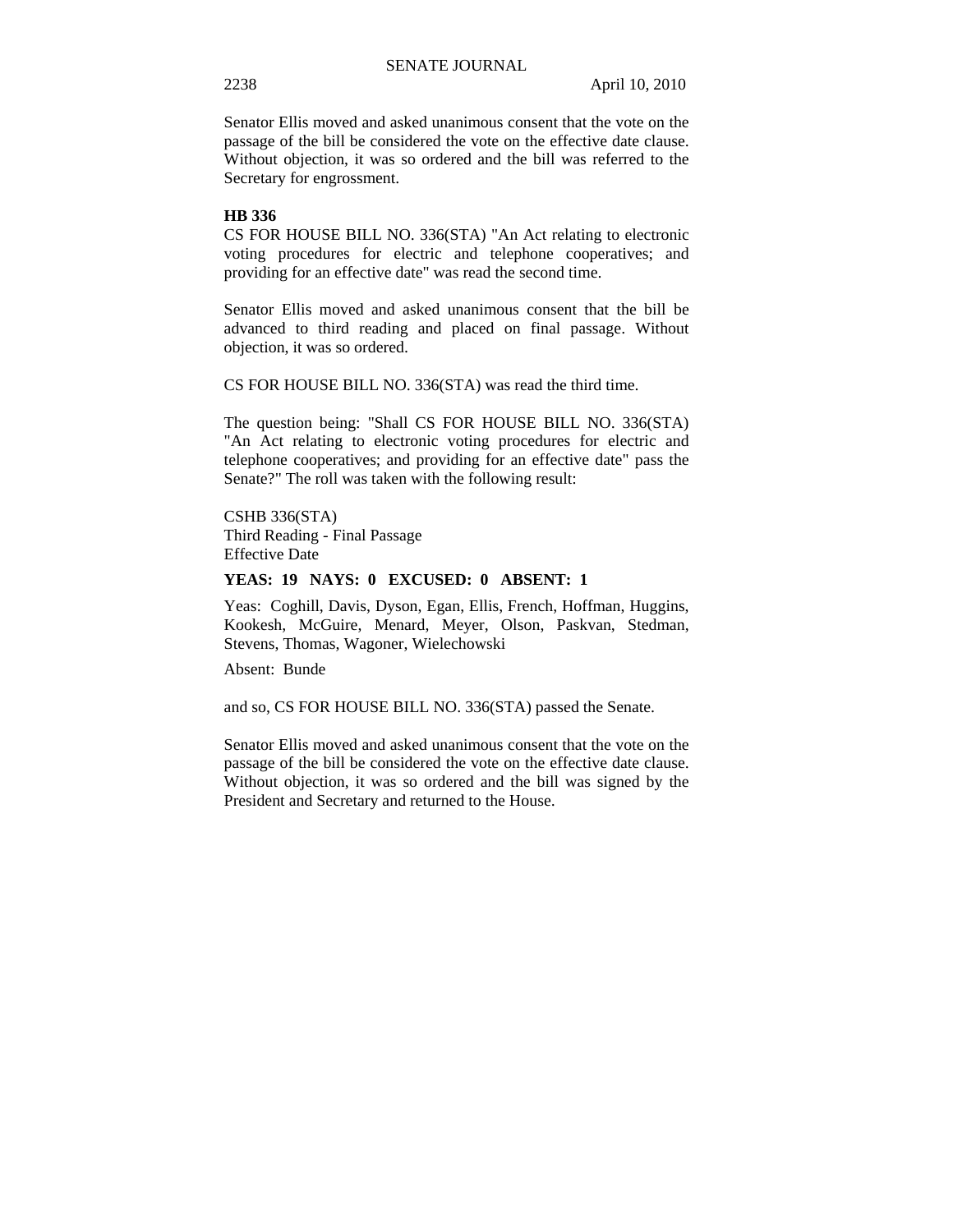Senator Ellis moved and asked unanimous consent that the vote on the passage of the bill be considered the vote on the effective date clause. Without objection, it was so ordered and the bill was referred to the Secretary for engrossment.

**HB 336**

CS FOR HOUSE BILL NO. 336(STA) "An Act relating to electronic voting procedures for electric and telephone cooperatives; and providing for an effective date" was read the second time.

Senator Ellis moved and asked unanimous consent that the bill be advanced to third reading and placed on final passage. Without objection, it was so ordered.

CS FOR HOUSE BILL NO. 336(STA) was read the third time.

The question being: "Shall CS FOR HOUSE BILL NO. 336(STA) "An Act relating to electronic voting procedures for electric and telephone cooperatives; and providing for an effective date" pass the Senate?" The roll was taken with the following result:

CSHB 336(STA)
Third Reading - Final Passage
Effective Date

**YEAS: 19 NAYS: 0 EXCUSED: 0 ABSENT: 1**

Yeas: Coghill, Davis, Dyson, Egan, Ellis, French, Hoffman, Huggins, Kookesh, McGuire, Menard, Meyer, Olson, Paskvan, Stedman, Stevens, Thomas, Wagoner, Wielechowski

Absent: Bunde

and so, CS FOR HOUSE BILL NO. 336(STA) passed the Senate.

Senator Ellis moved and asked unanimous consent that the vote on the passage of the bill be considered the vote on the effective date clause. Without objection, it was so ordered and the bill was signed by the President and Secretary and returned to the House.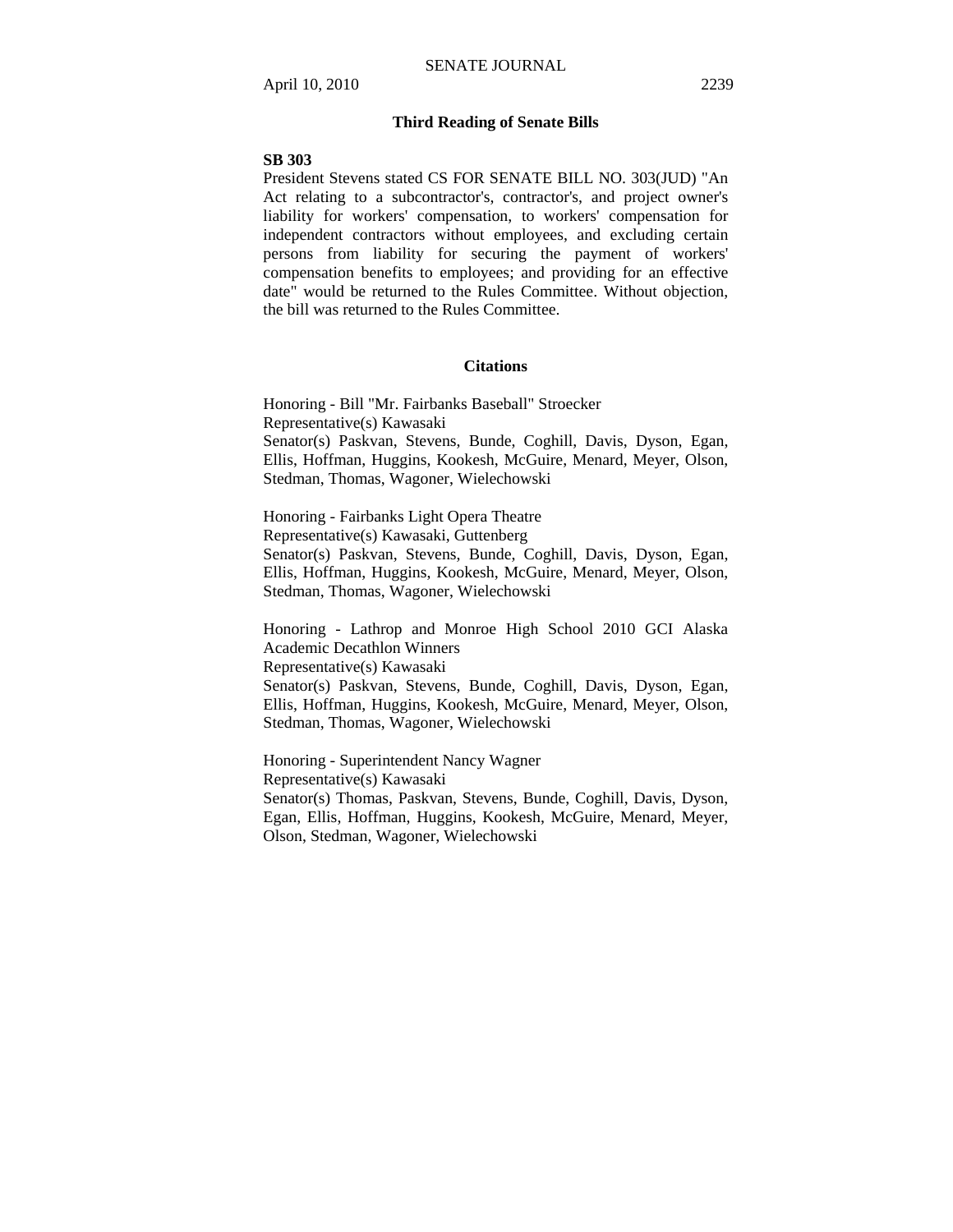## Third Reading of Senate Bills

**SB 303**

President Stevens stated CS FOR SENATE BILL NO. 303(JUD) "An Act relating to a subcontractor's, contractor's, and project owner's liability for workers' compensation, to workers' compensation for independent contractors without employees, and excluding certain persons from liability for securing the payment of workers' compensation benefits to employees; and providing for an effective date" would be returned to the Rules Committee. Without objection, the bill was returned to the Rules Committee.

## Citations

Honoring - Bill "Mr. Fairbanks Baseball" Stroecker
Representative(s) Kawasaki
Senator(s) Paskvan, Stevens, Bunde, Coghill, Davis, Dyson, Egan, Ellis, Hoffman, Huggins, Kookesh, McGuire, Menard, Meyer, Olson, Stedman, Thomas, Wagoner, Wielechowski

Honoring - Fairbanks Light Opera Theatre
Representative(s) Kawasaki, Guttenberg
Senator(s) Paskvan, Stevens, Bunde, Coghill, Davis, Dyson, Egan, Ellis, Hoffman, Huggins, Kookesh, McGuire, Menard, Meyer, Olson, Stedman, Thomas, Wagoner, Wielechowski

Honoring - Lathrop and Monroe High School 2010 GCI Alaska Academic Decathlon Winners
Representative(s) Kawasaki
Senator(s) Paskvan, Stevens, Bunde, Coghill, Davis, Dyson, Egan, Ellis, Hoffman, Huggins, Kookesh, McGuire, Menard, Meyer, Olson, Stedman, Thomas, Wagoner, Wielechowski

Honoring - Superintendent Nancy Wagner
Representative(s) Kawasaki
Senator(s) Thomas, Paskvan, Stevens, Bunde, Coghill, Davis, Dyson, Egan, Ellis, Hoffman, Huggins, Kookesh, McGuire, Menard, Meyer, Olson, Stedman, Wagoner, Wielechowski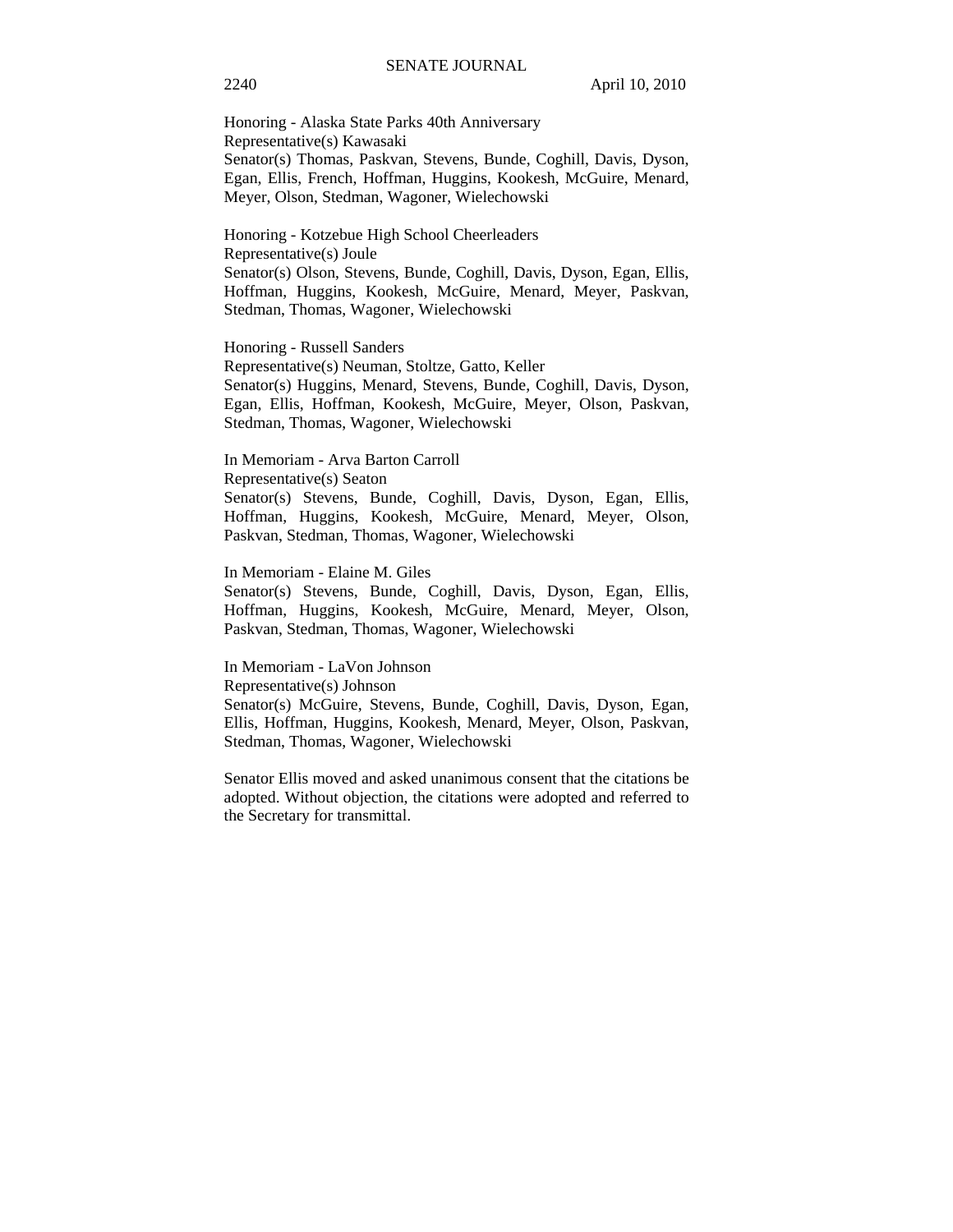Honoring - Alaska State Parks 40th Anniversary
Representative(s) Kawasaki
Senator(s) Thomas, Paskvan, Stevens, Bunde, Coghill, Davis, Dyson, Egan, Ellis, French, Hoffman, Huggins, Kookesh, McGuire, Menard, Meyer, Olson, Stedman, Wagoner, Wielechowski

Honoring - Kotzebue High School Cheerleaders
Representative(s) Joule
Senator(s) Olson, Stevens, Bunde, Coghill, Davis, Dyson, Egan, Ellis, Hoffman, Huggins, Kookesh, McGuire, Menard, Meyer, Paskvan, Stedman, Thomas, Wagoner, Wielechowski

Honoring - Russell Sanders
Representative(s) Neuman, Stoltze, Gatto, Keller
Senator(s) Huggins, Menard, Stevens, Bunde, Coghill, Davis, Dyson, Egan, Ellis, Hoffman, Kookesh, McGuire, Meyer, Olson, Paskvan, Stedman, Thomas, Wagoner, Wielechowski

In Memoriam - Arva Barton Carroll
Representative(s) Seaton
Senator(s) Stevens, Bunde, Coghill, Davis, Dyson, Egan, Ellis, Hoffman, Huggins, Kookesh, McGuire, Menard, Meyer, Olson, Paskvan, Stedman, Thomas, Wagoner, Wielechowski

In Memoriam - Elaine M. Giles
Senator(s) Stevens, Bunde, Coghill, Davis, Dyson, Egan, Ellis, Hoffman, Huggins, Kookesh, McGuire, Menard, Meyer, Olson, Paskvan, Stedman, Thomas, Wagoner, Wielechowski

In Memoriam - LaVon Johnson
Representative(s) Johnson
Senator(s) McGuire, Stevens, Bunde, Coghill, Davis, Dyson, Egan, Ellis, Hoffman, Huggins, Kookesh, Menard, Meyer, Olson, Paskvan, Stedman, Thomas, Wagoner, Wielechowski

Senator Ellis moved and asked unanimous consent that the citations be adopted. Without objection, the citations were adopted and referred to the Secretary for transmittal.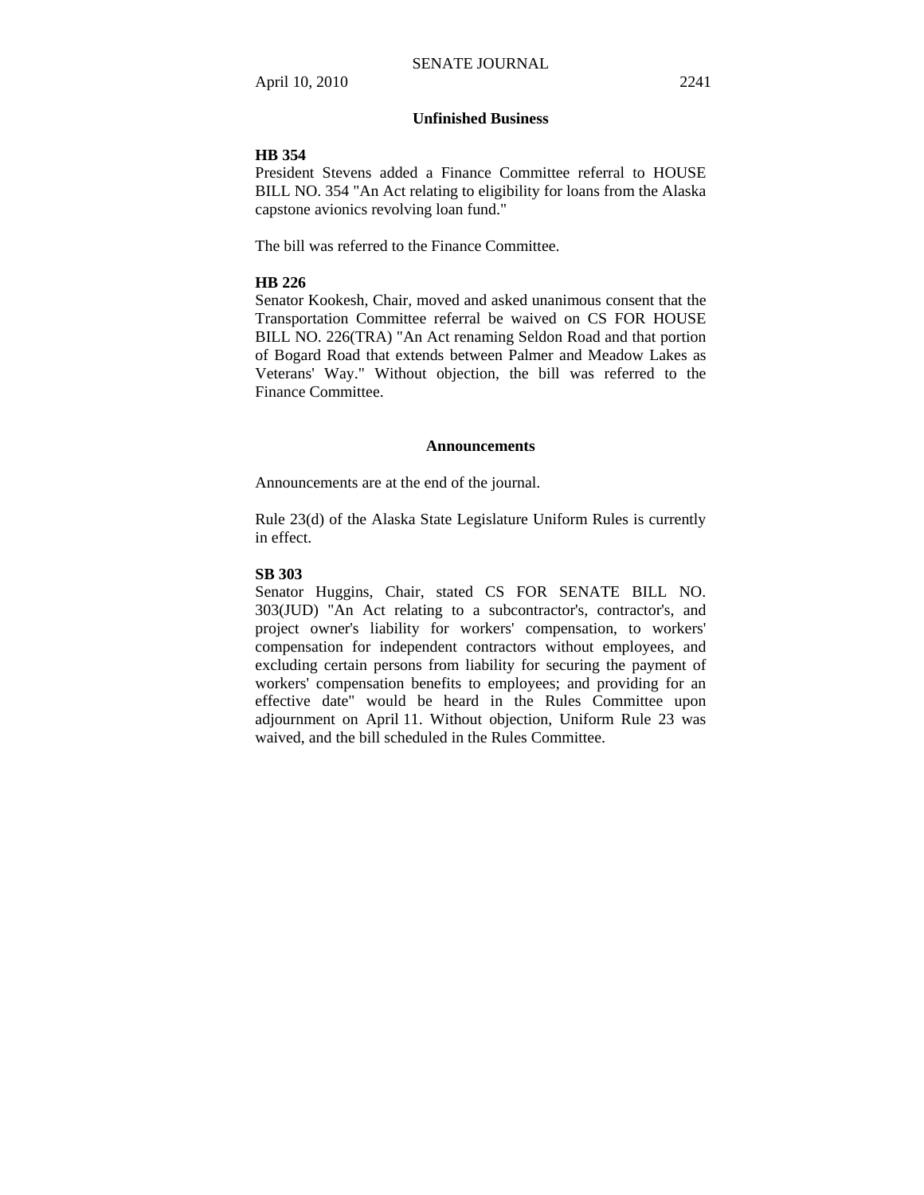## Unfinished Business

**HB 354**

President Stevens added a Finance Committee referral to HOUSE BILL NO. 354 "An Act relating to eligibility for loans from the Alaska capstone avionics revolving loan fund."

The bill was referred to the Finance Committee.

**HB 226**

Senator Kookesh, Chair, moved and asked unanimous consent that the Transportation Committee referral be waived on CS FOR HOUSE BILL NO. 226(TRA) "An Act renaming Seldon Road and that portion of Bogard Road that extends between Palmer and Meadow Lakes as Veterans' Way." Without objection, the bill was referred to the Finance Committee.

## Announcements

Announcements are at the end of the journal.

Rule 23(d) of the Alaska State Legislature Uniform Rules is currently in effect.

**SB 303**

Senator Huggins, Chair, stated CS FOR SENATE BILL NO. 303(JUD) "An Act relating to a subcontractor's, contractor's, and project owner's liability for workers' compensation, to workers' compensation for independent contractors without employees, and excluding certain persons from liability for securing the payment of workers' compensation benefits to employees; and providing for an effective date" would be heard in the Rules Committee upon adjournment on April 11. Without objection, Uniform Rule 23 was waived, and the bill scheduled in the Rules Committee.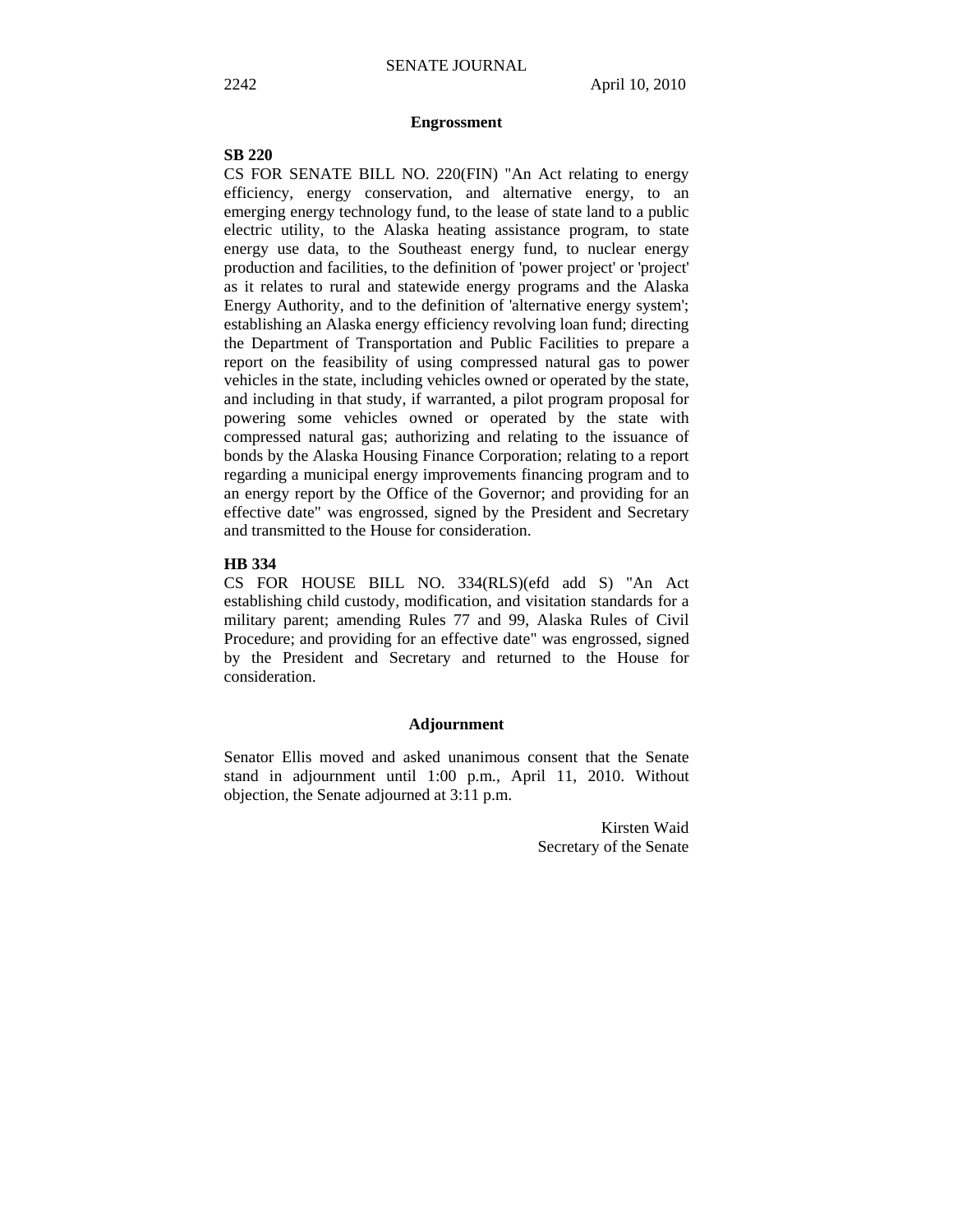## Engrossment

**SB 220**

CS FOR SENATE BILL NO. 220(FIN) "An Act relating to energy efficiency, energy conservation, and alternative energy, to an emerging energy technology fund, to the lease of state land to a public electric utility, to the Alaska heating assistance program, to state energy use data, to the Southeast energy fund, to nuclear energy production and facilities, to the definition of 'power project' or 'project' as it relates to rural and statewide energy programs and the Alaska Energy Authority, and to the definition of 'alternative energy system'; establishing an Alaska energy efficiency revolving loan fund; directing the Department of Transportation and Public Facilities to prepare a report on the feasibility of using compressed natural gas to power vehicles in the state, including vehicles owned or operated by the state, and including in that study, if warranted, a pilot program proposal for powering some vehicles owned or operated by the state with compressed natural gas; authorizing and relating to the issuance of bonds by the Alaska Housing Finance Corporation; relating to a report regarding a municipal energy improvements financing program and to an energy report by the Office of the Governor; and providing for an effective date" was engrossed, signed by the President and Secretary and transmitted to the House for consideration.

**HB 334**

CS FOR HOUSE BILL NO. 334(RLS)(efd add S) "An Act establishing child custody, modification, and visitation standards for a military parent; amending Rules 77 and 99, Alaska Rules of Civil Procedure; and providing for an effective date" was engrossed, signed by the President and Secretary and returned to the House for consideration.

## Adjournment

Senator Ellis moved and asked unanimous consent that the Senate stand in adjournment until 1:00 p.m., April 11, 2010. Without objection, the Senate adjourned at 3:11 p.m.

Kirsten Waid
Secretary of the Senate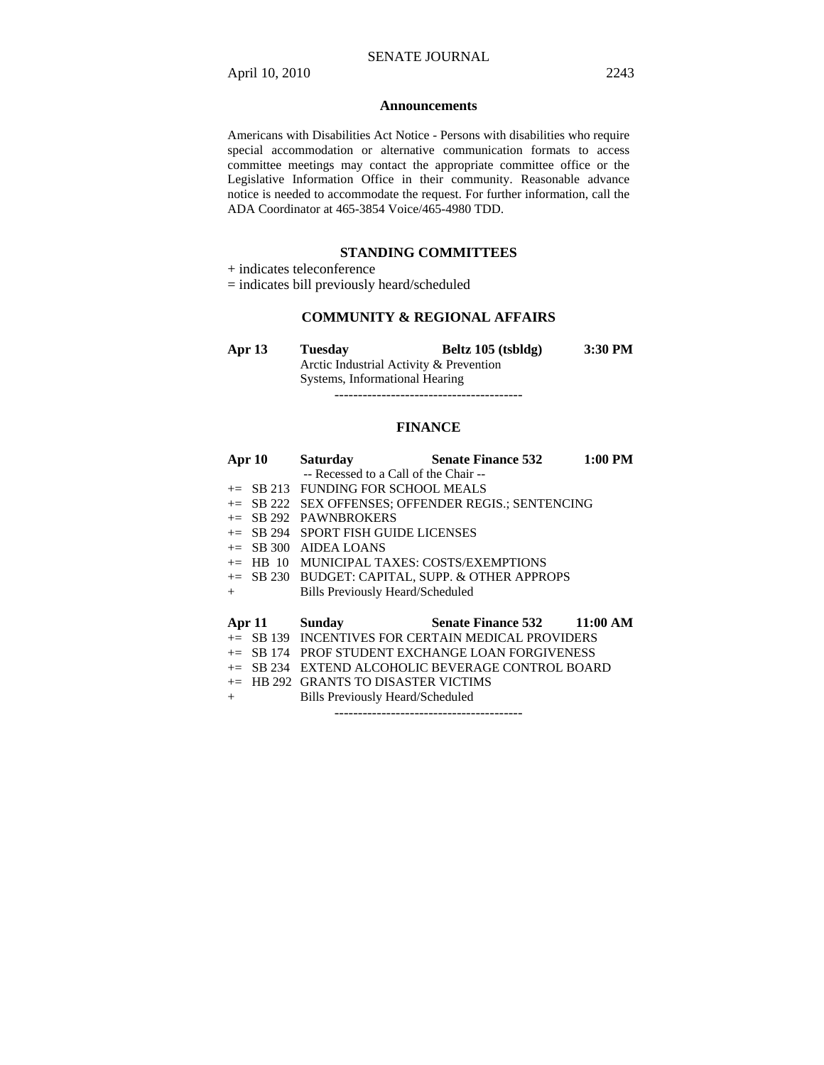## Announcements

Americans with Disabilities Act Notice - Persons with disabilities who require special accommodation or alternative communication formats to access committee meetings may contact the appropriate committee office or the Legislative Information Office in their community. Reasonable advance notice is needed to accommodate the request. For further information, call the ADA Coordinator at 465-3854 Voice/465-4980 TDD.

## STANDING COMMITTEES

+ indicates teleconference
= indicates bill previously heard/scheduled

### COMMUNITY & REGIONAL AFFAIRS

**Apr 13 Tuesday Beltz 105 (tsbldg) 3:30 PM**

Arctic Industrial Activity & Prevention Systems, Informational Hearing

----------------------------------------

### FINANCE

**Apr 10 Saturday Senate Finance 532 1:00 PM**

-- Recessed to a Call of the Chair --

+= SB 213 FUNDING FOR SCHOOL MEALS
+= SB 222 SEX OFFENSES; OFFENDER REGIS.; SENTENCING
+= SB 292 PAWNBROKERS
+= SB 294 SPORT FISH GUIDE LICENSES
+= SB 300 AIDEA LOANS
+= HB 10 MUNICIPAL TAXES: COSTS/EXEMPTIONS
+= SB 230 BUDGET: CAPITAL, SUPP. & OTHER APPROPS
+ Bills Previously Heard/Scheduled

**Apr 11 Sunday Senate Finance 532 11:00 AM**

+= SB 139 INCENTIVES FOR CERTAIN MEDICAL PROVIDERS
+= SB 174 PROF STUDENT EXCHANGE LOAN FORGIVENESS
+= SB 234 EXTEND ALCOHOLIC BEVERAGE CONTROL BOARD
+= HB 292 GRANTS TO DISASTER VICTIMS
+ Bills Previously Heard/Scheduled

----------------------------------------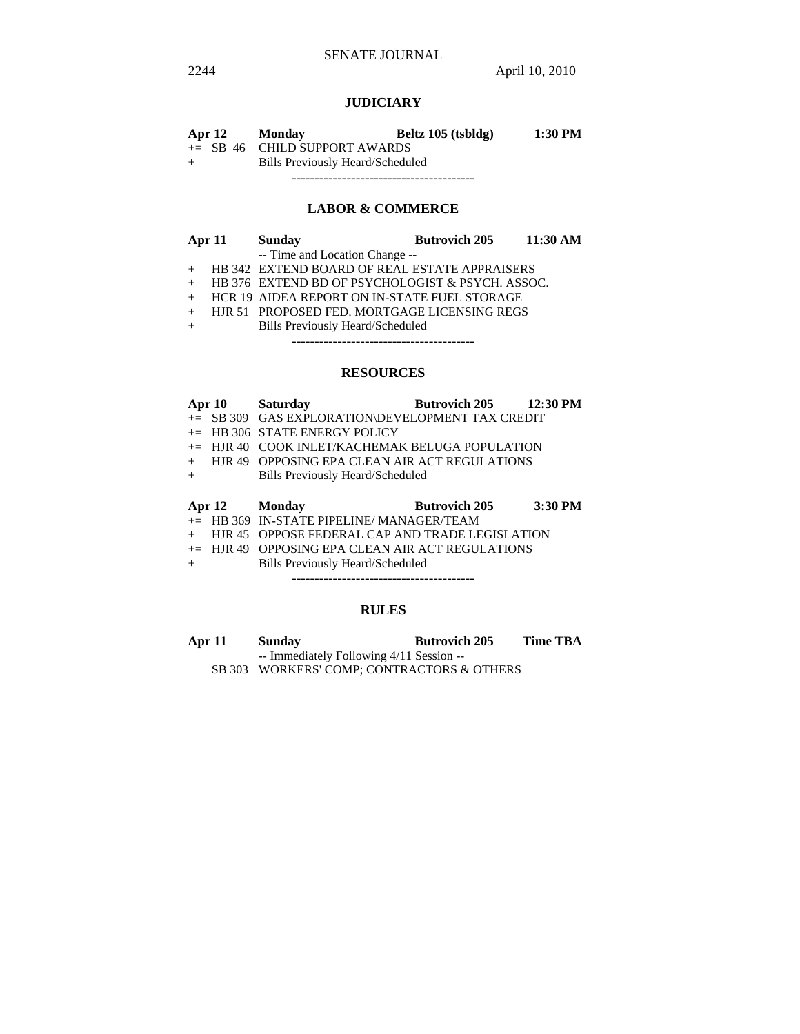## JUDICIARY

| | | | |
|---|---|---|---|
| **Apr 12** | **Monday** | **Beltz 105 (tsbldg)** | **1:30 PM** |

+= SB 46 CHILD SUPPORT AWARDS
\+ Bills Previously Heard/Scheduled

----------------------------------------

## LABOR & COMMERCE

| | | | |
|---|---|---|---|
| **Apr 11** | **Sunday** | **Butrovich 205** | **11:30 AM** |

-- Time and Location Change --
\+ HB 342 EXTEND BOARD OF REAL ESTATE APPRAISERS
\+ HB 376 EXTEND BD OF PSYCHOLOGIST & PSYCH. ASSOC.
\+ HCR 19 AIDEA REPORT ON IN-STATE FUEL STORAGE
\+ HJR 51 PROPOSED FED. MORTGAGE LICENSING REGS
\+ Bills Previously Heard/Scheduled

----------------------------------------

## RESOURCES

| | | | |
|---|---|---|---|
| **Apr 10** | **Saturday** | **Butrovich 205** | **12:30 PM** |

+= SB 309 GAS EXPLORATION\DEVELOPMENT TAX CREDIT
+= HB 306 STATE ENERGY POLICY
+= HJR 40 COOK INLET/KACHEMAK BELUGA POPULATION
\+ HJR 49 OPPOSING EPA CLEAN AIR ACT REGULATIONS
\+ Bills Previously Heard/Scheduled

| | | | |
|---|---|---|---|
| **Apr 12** | **Monday** | **Butrovich 205** | **3:30 PM** |

+= HB 369 IN-STATE PIPELINE/ MANAGER/TEAM
\+ HJR 45 OPPOSE FEDERAL CAP AND TRADE LEGISLATION
+= HJR 49 OPPOSING EPA CLEAN AIR ACT REGULATIONS
\+ Bills Previously Heard/Scheduled

----------------------------------------

## RULES

| | | | |
|---|---|---|---|
| **Apr 11** | **Sunday** | **Butrovich 205** | **Time TBA** |

-- Immediately Following 4/11 Session --
SB 303 WORKERS' COMP; CONTRACTORS & OTHERS